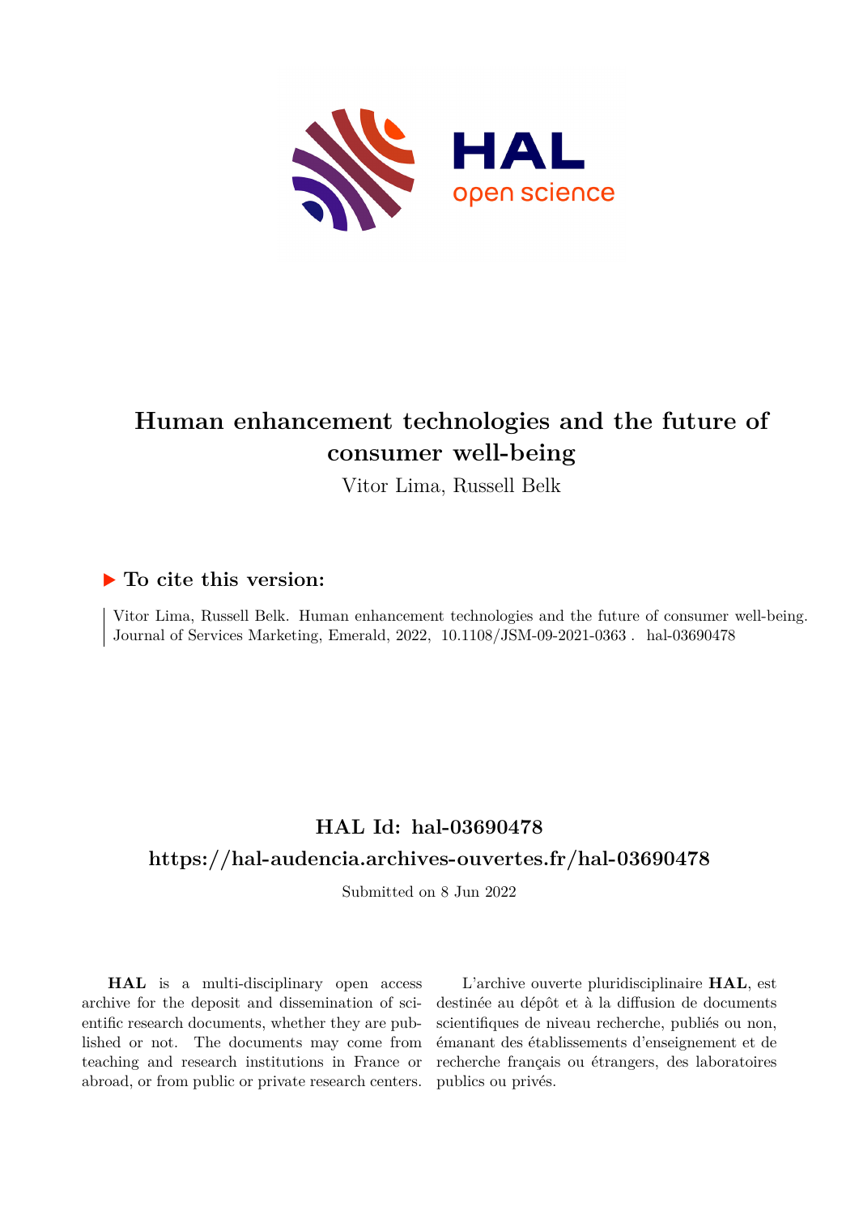# Human enhancement technologies and the future of consumer well-being

Vitor Lima, Russell Belk

## ▶ To cite this version:

Vitor Lima, Russell Belk. Human enhancement technologies and the future of consumer well-being. Journal of Services Marketing, Emerald, 2022, 10.1108/JSM-09-2021-0363. hal-03690478

## HAL Id: hal-03690478

## https://hal-audencia.archives-ouvertes.fr/hal-03690478

Submitted on 8 Jun 2022

**HAL** is a multi-disciplinary open access archive for the deposit and dissemination of scientific research documents, whether they are published or not. The documents may come from teaching and research institutions in France or abroad, or from public or private research centers.

L'archive ouverte pluridisciplinaire **HAL**, est destinée au dépôt et à la diffusion de documents scientifiques de niveau recherche, publiés ou non, émanant des établissements d'enseignement et de recherche français ou étrangers, des laboratoires publics ou privés.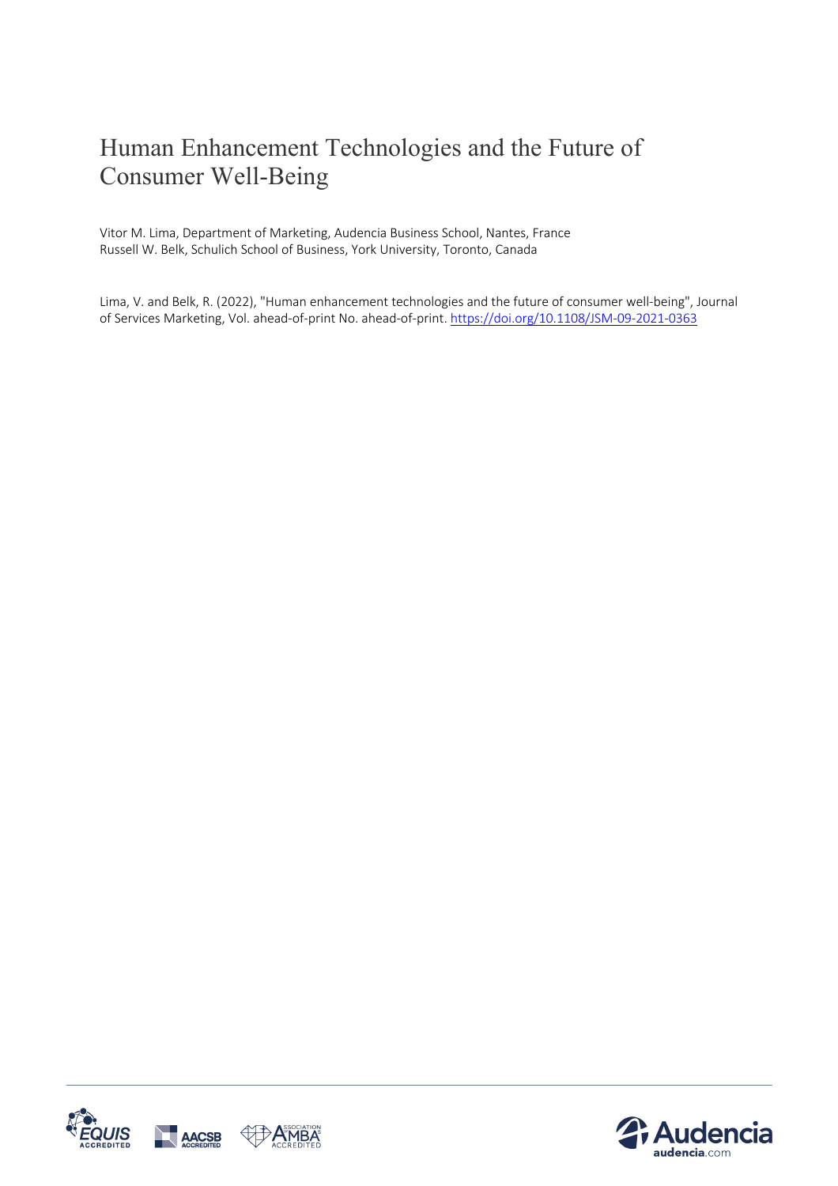# Human Enhancement Technologies and the Future of Consumer Well-Being

Vitor M. Lima, Department of Marketing, Audencia Business School, Nantes, France
Russell W. Belk, Schulich School of Business, York University, Toronto, Canada

Lima, V. and Belk, R. (2022), "Human enhancement technologies and the future of consumer well-being", Journal of Services Marketing, Vol. ahead-of-print No. ahead-of-print. https://doi.org/10.1108/JSM-09-2021-0363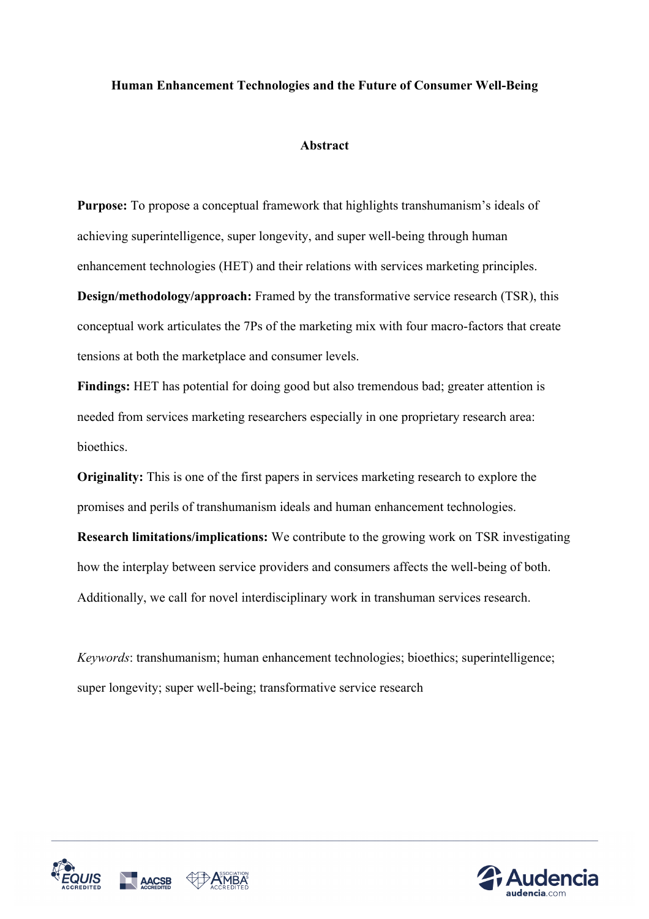**Human Enhancement Technologies and the Future of Consumer Well-Being**

**Abstract**

**Purpose:** To propose a conceptual framework that highlights transhumanism's ideals of achieving superintelligence, super longevity, and super well-being through human enhancement technologies (HET) and their relations with services marketing principles.

**Design/methodology/approach:** Framed by the transformative service research (TSR), this conceptual work articulates the 7Ps of the marketing mix with four macro-factors that create tensions at both the marketplace and consumer levels.

**Findings:** HET has potential for doing good but also tremendous bad; greater attention is needed from services marketing researchers especially in one proprietary research area: bioethics.

**Originality:** This is one of the first papers in services marketing research to explore the promises and perils of transhumanism ideals and human enhancement technologies.

**Research limitations/implications:** We contribute to the growing work on TSR investigating how the interplay between service providers and consumers affects the well-being of both. Additionally, we call for novel interdisciplinary work in transhuman services research.

*Keywords*: transhumanism; human enhancement technologies; bioethics; superintelligence; super longevity; super well-being; transformative service research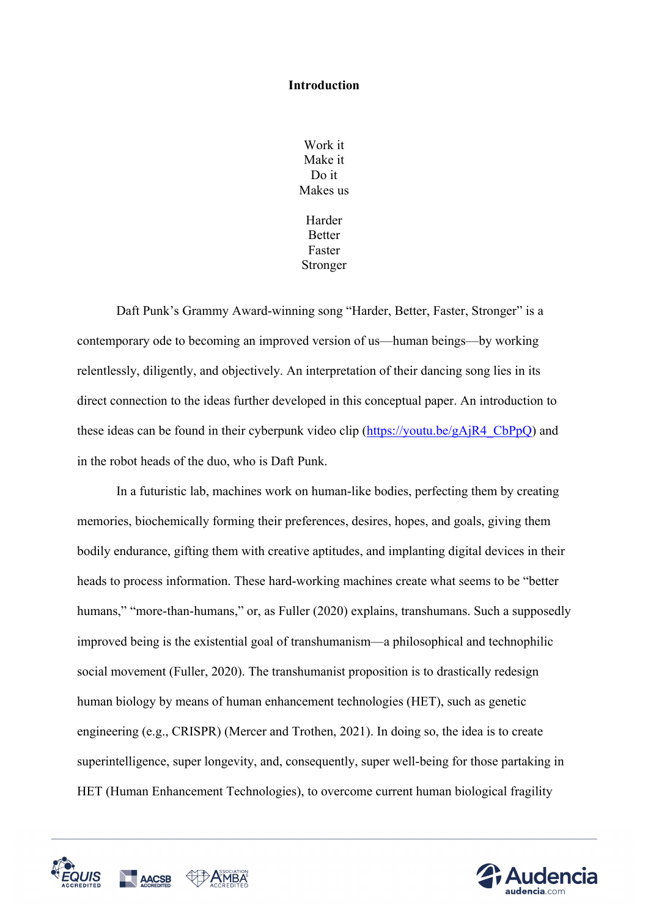# Introduction

Work it  
Make it  
Do it  
Makes us

Harder  
Better  
Faster  
Stronger

Daft Punk's Grammy Award-winning song "Harder, Better, Faster, Stronger" is a contemporary ode to becoming an improved version of us—human beings—by working relentlessly, diligently, and objectively. An interpretation of their dancing song lies in its direct connection to the ideas further developed in this conceptual paper. An introduction to these ideas can be found in their cyberpunk video clip (https://youtu.be/gAjR4_CbPpQ) and in the robot heads of the duo, who is Daft Punk.

In a futuristic lab, machines work on human-like bodies, perfecting them by creating memories, biochemically forming their preferences, desires, hopes, and goals, giving them bodily endurance, gifting them with creative aptitudes, and implanting digital devices in their heads to process information. These hard-working machines create what seems to be "better humans," "more-than-humans," or, as Fuller (2020) explains, transhumans. Such a supposedly improved being is the existential goal of transhumanism—a philosophical and technophilic social movement (Fuller, 2020). The transhumanist proposition is to drastically redesign human biology by means of human enhancement technologies (HET), such as genetic engineering (e.g., CRISPR) (Mercer and Trothen, 2021). In doing so, the idea is to create superintelligence, super longevity, and, consequently, super well-being for those partaking in HET (Human Enhancement Technologies), to overcome current human biological fragility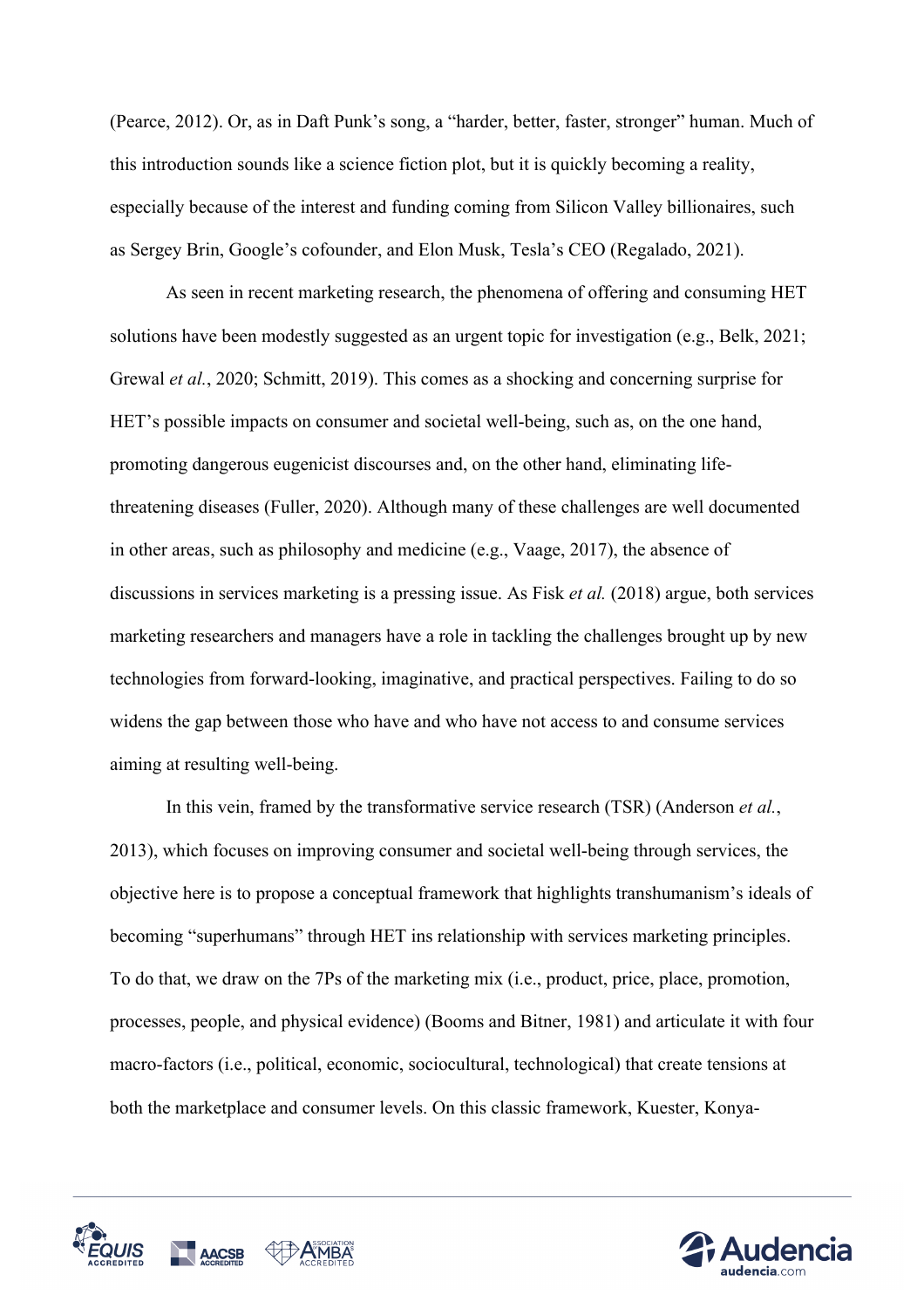(Pearce, 2012). Or, as in Daft Punk's song, a "harder, better, faster, stronger" human. Much of this introduction sounds like a science fiction plot, but it is quickly becoming a reality, especially because of the interest and funding coming from Silicon Valley billionaires, such as Sergey Brin, Google's cofounder, and Elon Musk, Tesla's CEO (Regalado, 2021).

As seen in recent marketing research, the phenomena of offering and consuming HET solutions have been modestly suggested as an urgent topic for investigation (e.g., Belk, 2021; Grewal *et al.*, 2020; Schmitt, 2019). This comes as a shocking and concerning surprise for HET's possible impacts on consumer and societal well-being, such as, on the one hand, promoting dangerous eugenicist discourses and, on the other hand, eliminating life-threatening diseases (Fuller, 2020). Although many of these challenges are well documented in other areas, such as philosophy and medicine (e.g., Vaage, 2017), the absence of discussions in services marketing is a pressing issue. As Fisk *et al.* (2018) argue, both services marketing researchers and managers have a role in tackling the challenges brought up by new technologies from forward-looking, imaginative, and practical perspectives. Failing to do so widens the gap between those who have and who have not access to and consume services aiming at resulting well-being.

In this vein, framed by the transformative service research (TSR) (Anderson *et al.*, 2013), which focuses on improving consumer and societal well-being through services, the objective here is to propose a conceptual framework that highlights transhumanism's ideals of becoming "superhumans" through HET ins relationship with services marketing principles. To do that, we draw on the 7Ps of the marketing mix (i.e., product, price, place, promotion, processes, people, and physical evidence) (Booms and Bitner, 1981) and articulate it with four macro-factors (i.e., political, economic, sociocultural, technological) that create tensions at both the marketplace and consumer levels. On this classic framework, Kuester, Konya-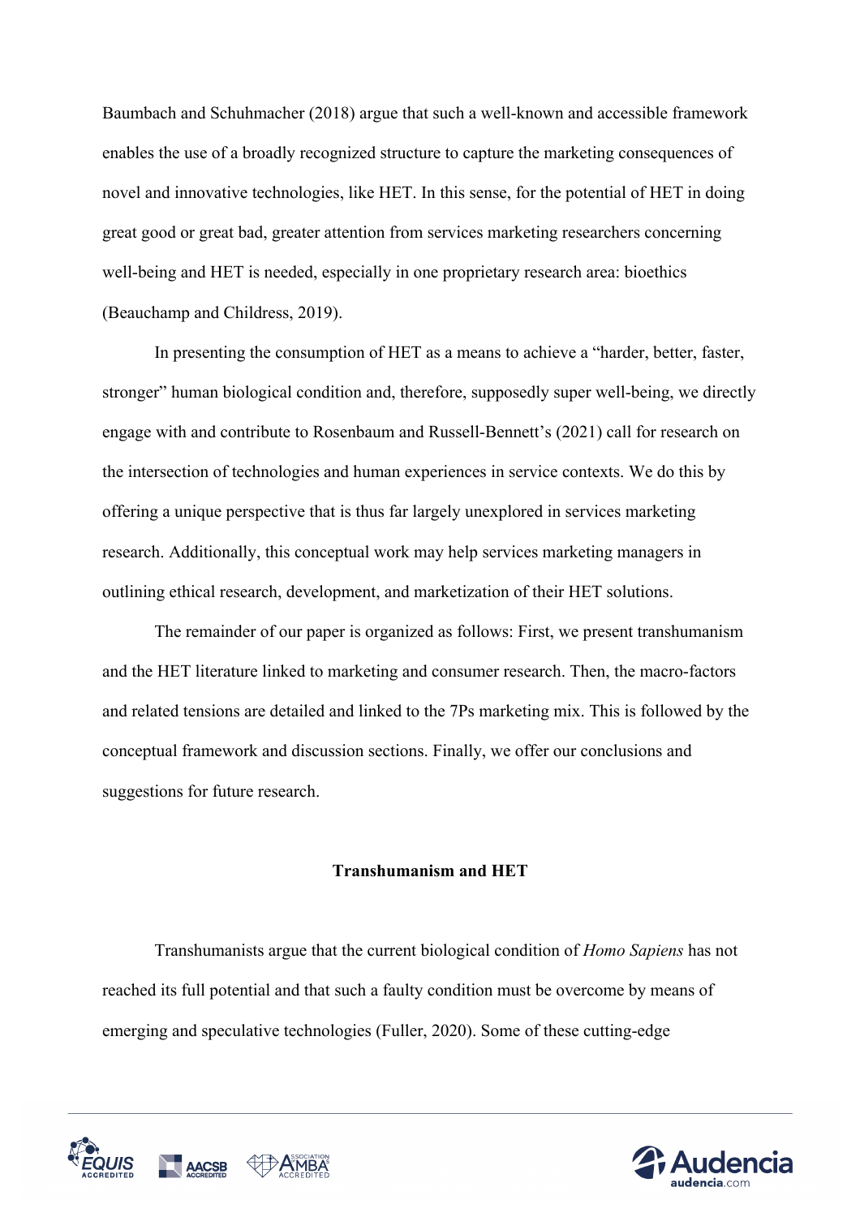Baumbach and Schuhmacher (2018) argue that such a well-known and accessible framework enables the use of a broadly recognized structure to capture the marketing consequences of novel and innovative technologies, like HET. In this sense, for the potential of HET in doing great good or great bad, greater attention from services marketing researchers concerning well-being and HET is needed, especially in one proprietary research area: bioethics (Beauchamp and Childress, 2019).

In presenting the consumption of HET as a means to achieve a "harder, better, faster, stronger" human biological condition and, therefore, supposedly super well-being, we directly engage with and contribute to Rosenbaum and Russell-Bennett's (2021) call for research on the intersection of technologies and human experiences in service contexts. We do this by offering a unique perspective that is thus far largely unexplored in services marketing research. Additionally, this conceptual work may help services marketing managers in outlining ethical research, development, and marketization of their HET solutions.

The remainder of our paper is organized as follows: First, we present transhumanism and the HET literature linked to marketing and consumer research. Then, the macro-factors and related tensions are detailed and linked to the 7Ps marketing mix. This is followed by the conceptual framework and discussion sections. Finally, we offer our conclusions and suggestions for future research.

## Transhumanism and HET

Transhumanists argue that the current biological condition of *Homo Sapiens* has not reached its full potential and that such a faulty condition must be overcome by means of emerging and speculative technologies (Fuller, 2020). Some of these cutting-edge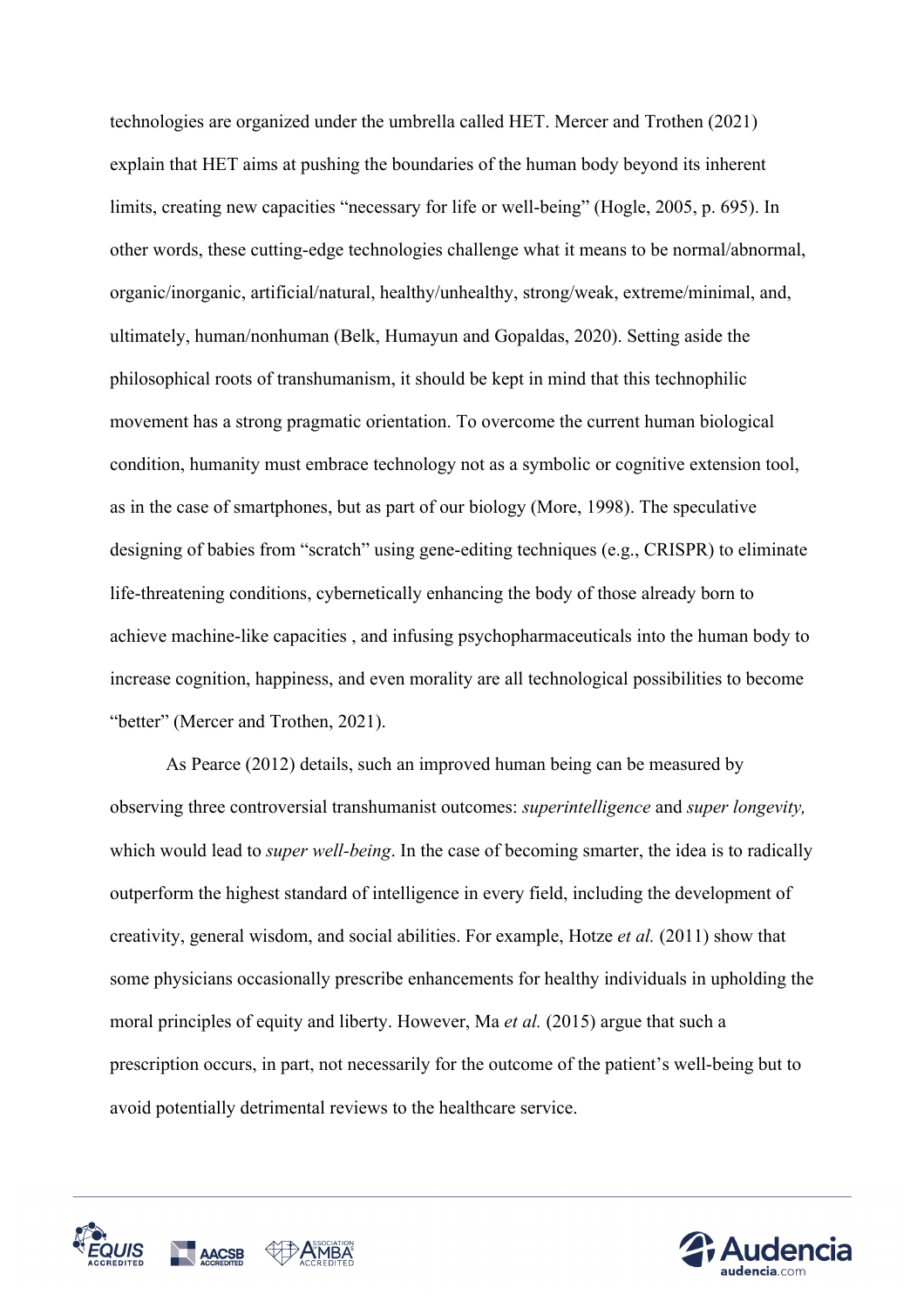technologies are organized under the umbrella called HET. Mercer and Trothen (2021) explain that HET aims at pushing the boundaries of the human body beyond its inherent limits, creating new capacities "necessary for life or well-being" (Hogle, 2005, p. 695). In other words, these cutting-edge technologies challenge what it means to be normal/abnormal, organic/inorganic, artificial/natural, healthy/unhealthy, strong/weak, extreme/minimal, and, ultimately, human/nonhuman (Belk, Humayun and Gopaldas, 2020). Setting aside the philosophical roots of transhumanism, it should be kept in mind that this technophilic movement has a strong pragmatic orientation. To overcome the current human biological condition, humanity must embrace technology not as a symbolic or cognitive extension tool, as in the case of smartphones, but as part of our biology (More, 1998). The speculative designing of babies from "scratch" using gene-editing techniques (e.g., CRISPR) to eliminate life-threatening conditions, cybernetically enhancing the body of those already born to achieve machine-like capacities , and infusing psychopharmaceuticals into the human body to increase cognition, happiness, and even morality are all technological possibilities to become "better" (Mercer and Trothen, 2021).

As Pearce (2012) details, such an improved human being can be measured by observing three controversial transhumanist outcomes: *superintelligence* and *super longevity,* which would lead to *super well-being*. In the case of becoming smarter, the idea is to radically outperform the highest standard of intelligence in every field, including the development of creativity, general wisdom, and social abilities. For example, Hotze *et al.* (2011) show that some physicians occasionally prescribe enhancements for healthy individuals in upholding the moral principles of equity and liberty. However, Ma *et al.* (2015) argue that such a prescription occurs, in part, not necessarily for the outcome of the patient's well-being but to avoid potentially detrimental reviews to the healthcare service.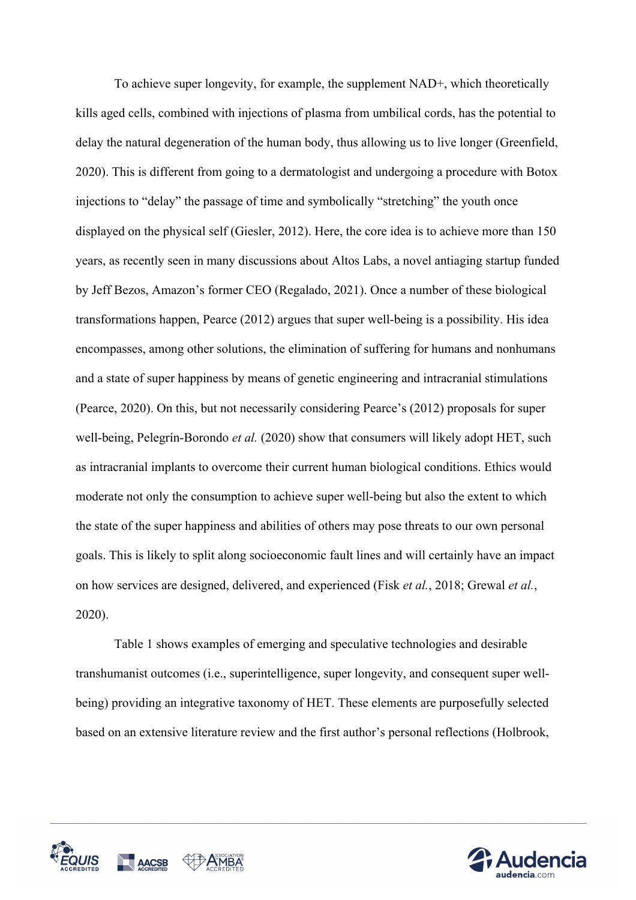To achieve super longevity, for example, the supplement NAD+, which theoretically kills aged cells, combined with injections of plasma from umbilical cords, has the potential to delay the natural degeneration of the human body, thus allowing us to live longer (Greenfield, 2020). This is different from going to a dermatologist and undergoing a procedure with Botox injections to "delay" the passage of time and symbolically "stretching" the youth once displayed on the physical self (Giesler, 2012). Here, the core idea is to achieve more than 150 years, as recently seen in many discussions about Altos Labs, a novel antiaging startup funded by Jeff Bezos, Amazon's former CEO (Regalado, 2021). Once a number of these biological transformations happen, Pearce (2012) argues that super well-being is a possibility. His idea encompasses, among other solutions, the elimination of suffering for humans and nonhumans and a state of super happiness by means of genetic engineering and intracranial stimulations (Pearce, 2020). On this, but not necessarily considering Pearce's (2012) proposals for super well-being, Pelegrín-Borondo *et al.* (2020) show that consumers will likely adopt HET, such as intracranial implants to overcome their current human biological conditions. Ethics would moderate not only the consumption to achieve super well-being but also the extent to which the state of the super happiness and abilities of others may pose threats to our own personal goals. This is likely to split along socioeconomic fault lines and will certainly have an impact on how services are designed, delivered, and experienced (Fisk *et al.*, 2018; Grewal *et al.*, 2020).

Table 1 shows examples of emerging and speculative technologies and desirable transhumanist outcomes (i.e., superintelligence, super longevity, and consequent super well-being) providing an integrative taxonomy of HET. These elements are purposefully selected based on an extensive literature review and the first author's personal reflections (Holbrook,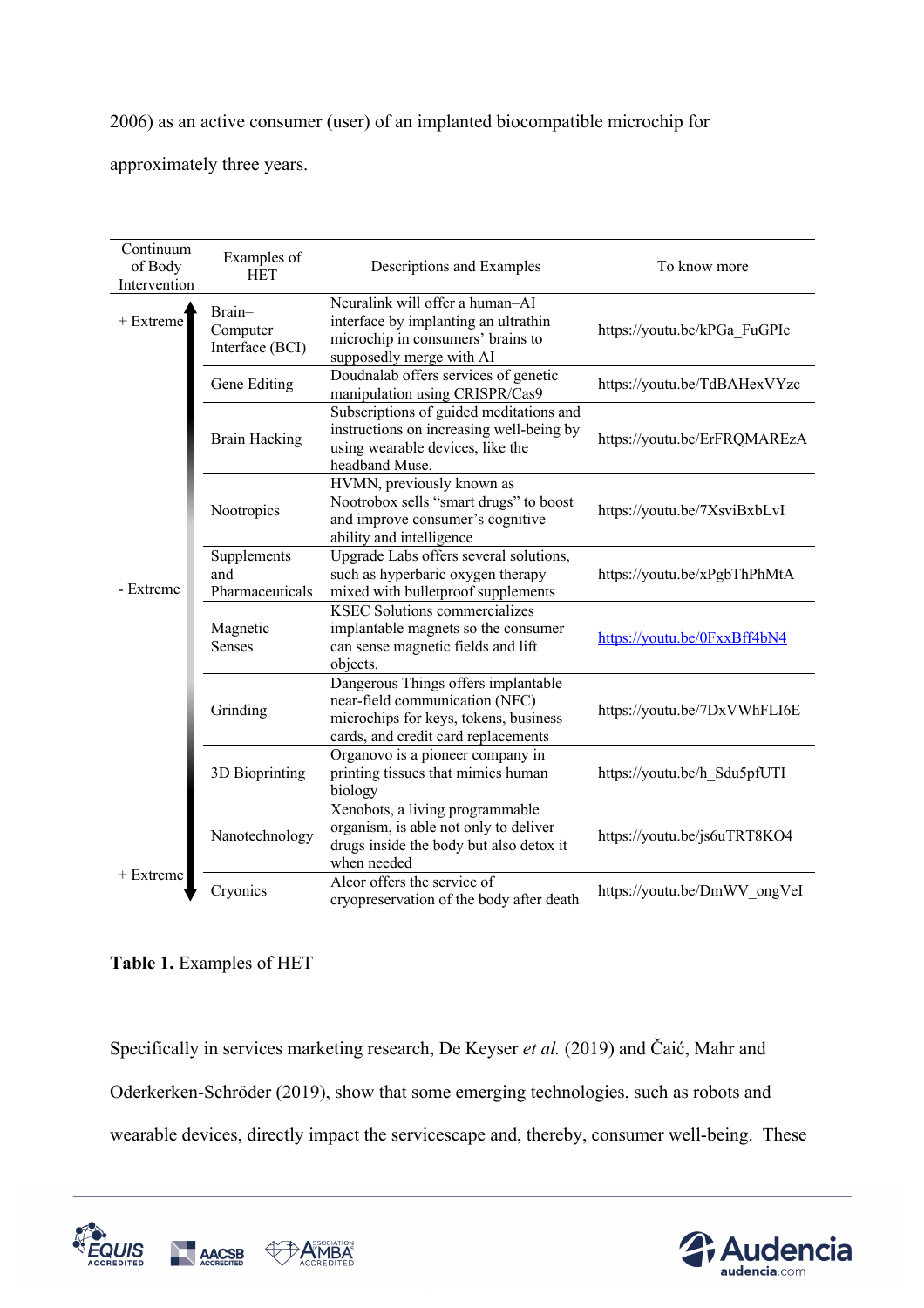2006) as an active consumer (user) of an implanted biocompatible microchip for approximately three years.

| Continuum of Body Intervention | Examples of HET | Descriptions and Examples | To know more |
|---|---|---|---|
| + Extreme | Brain–Computer Interface (BCI) | Neuralink will offer a human–AI interface by implanting an ultrathin microchip in consumers' brains to supposedly merge with AI | https://youtu.be/kPGa_FuGPIc |
| | Gene Editing | Doudnalab offers services of genetic manipulation using CRISPR/Cas9 | https://youtu.be/TdBAHexVYzc |
| | Brain Hacking | Subscriptions of guided meditations and instructions on increasing well-being by using wearable devices, like the headband Muse. | https://youtu.be/ErFRQMAREzA |
| | Nootropics | HVMN, previously known as Nootrobox sells "smart drugs" to boost and improve consumer's cognitive ability and intelligence | https://youtu.be/7XsviBxbLvI |
| - Extreme | Supplements and Pharmaceuticals | Upgrade Labs offers several solutions, such as hyperbaric oxygen therapy mixed with bulletproof supplements | https://youtu.be/xPgbThPhMtA |
| | Magnetic Senses | KSEC Solutions commercializes implantable magnets so the consumer can sense magnetic fields and lift objects. | https://youtu.be/0FxxBff4bN4 |
| | Grinding | Dangerous Things offers implantable near-field communication (NFC) microchips for keys, tokens, business cards, and credit card replacements | https://youtu.be/7DxVWhFLI6E |
| | 3D Bioprinting | Organovo is a pioneer company in printing tissues that mimics human biology | https://youtu.be/h_Sdu5pfUTI |
| | Nanotechnology | Xenobots, a living programmable organism, is able not only to deliver drugs inside the body but also detox it when needed | https://youtu.be/js6uTRT8KO4 |
| + Extreme | Cryonics | Alcor offers the service of cryopreservation of the body after death | https://youtu.be/DmWV_ongVeI |

**Table 1.** Examples of HET

Specifically in services marketing research, De Keyser *et al.* (2019) and Čaić, Mahr and Oderkerken-Schröder (2019), show that some emerging technologies, such as robots and wearable devices, directly impact the servicescape and, thereby, consumer well-being. These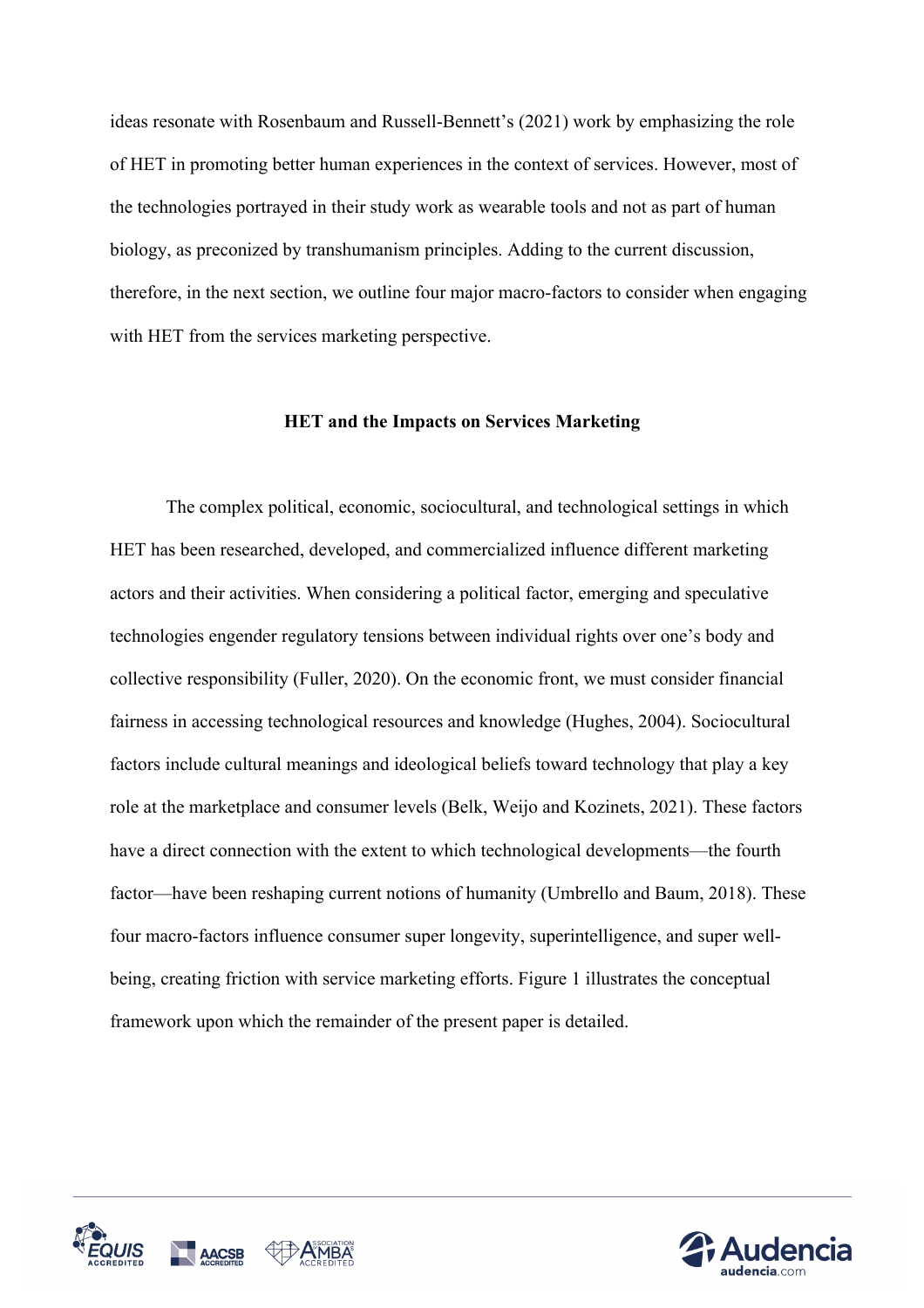ideas resonate with Rosenbaum and Russell-Bennett's (2021) work by emphasizing the role of HET in promoting better human experiences in the context of services. However, most of the technologies portrayed in their study work as wearable tools and not as part of human biology, as preconized by transhumanism principles. Adding to the current discussion, therefore, in the next section, we outline four major macro-factors to consider when engaging with HET from the services marketing perspective.

## HET and the Impacts on Services Marketing

The complex political, economic, sociocultural, and technological settings in which HET has been researched, developed, and commercialized influence different marketing actors and their activities. When considering a political factor, emerging and speculative technologies engender regulatory tensions between individual rights over one's body and collective responsibility (Fuller, 2020). On the economic front, we must consider financial fairness in accessing technological resources and knowledge (Hughes, 2004). Sociocultural factors include cultural meanings and ideological beliefs toward technology that play a key role at the marketplace and consumer levels (Belk, Weijo and Kozinets, 2021). These factors have a direct connection with the extent to which technological developments—the fourth factor—have been reshaping current notions of humanity (Umbrello and Baum, 2018). These four macro-factors influence consumer super longevity, superintelligence, and super well-being, creating friction with service marketing efforts. Figure 1 illustrates the conceptual framework upon which the remainder of the present paper is detailed.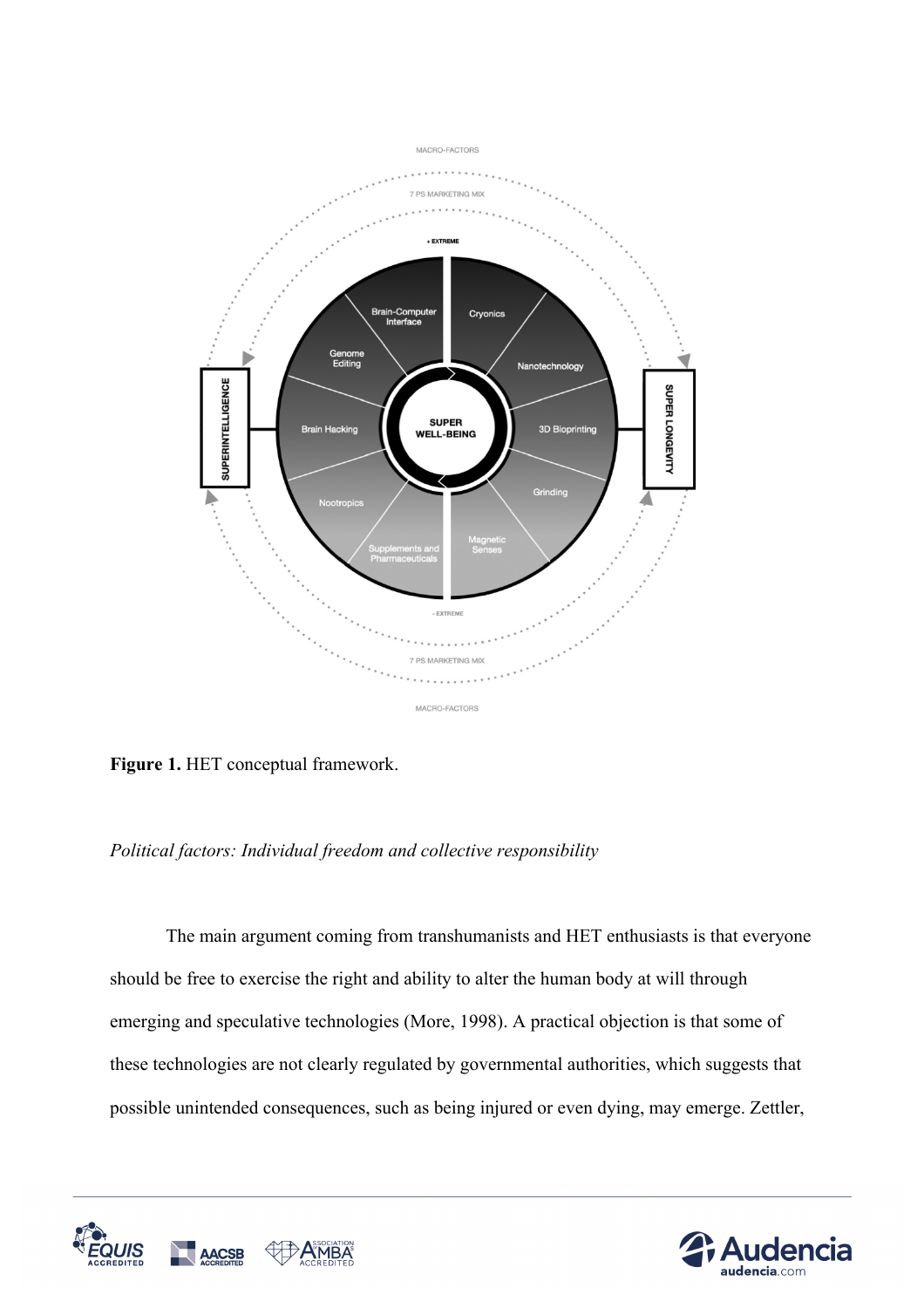**Figure 1.** HET conceptual framework.

*Political factors: Individual freedom and collective responsibility*

The main argument coming from transhumanists and HET enthusiasts is that everyone should be free to exercise the right and ability to alter the human body at will through emerging and speculative technologies (More, 1998). A practical objection is that some of these technologies are not clearly regulated by governmental authorities, which suggests that possible unintended consequences, such as being injured or even dying, may emerge. Zettler,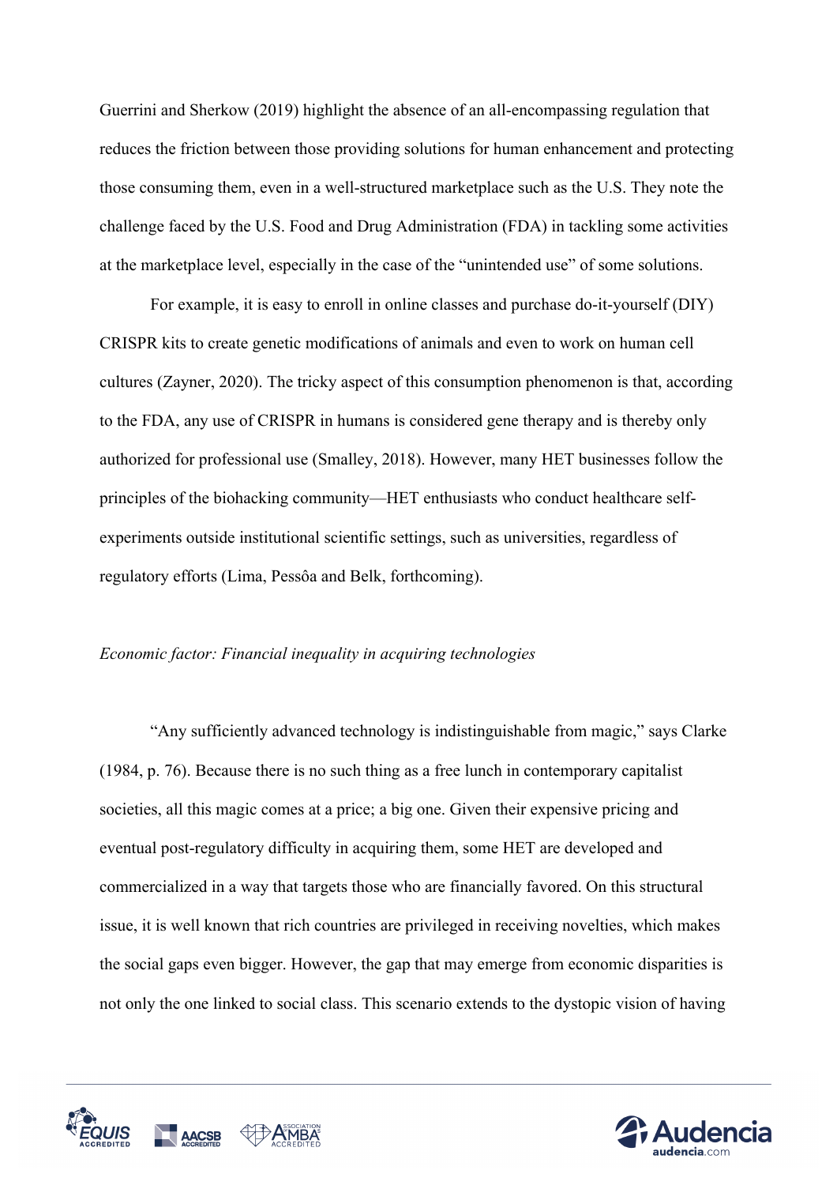Guerrini and Sherkow (2019) highlight the absence of an all-encompassing regulation that reduces the friction between those providing solutions for human enhancement and protecting those consuming them, even in a well-structured marketplace such as the U.S. They note the challenge faced by the U.S. Food and Drug Administration (FDA) in tackling some activities at the marketplace level, especially in the case of the "unintended use" of some solutions.

For example, it is easy to enroll in online classes and purchase do-it-yourself (DIY) CRISPR kits to create genetic modifications of animals and even to work on human cell cultures (Zayner, 2020). The tricky aspect of this consumption phenomenon is that, according to the FDA, any use of CRISPR in humans is considered gene therapy and is thereby only authorized for professional use (Smalley, 2018). However, many HET businesses follow the principles of the biohacking community—HET enthusiasts who conduct healthcare self-experiments outside institutional scientific settings, such as universities, regardless of regulatory efforts (Lima, Pessôa and Belk, forthcoming).

*Economic factor: Financial inequality in acquiring technologies*

"Any sufficiently advanced technology is indistinguishable from magic," says Clarke (1984, p. 76). Because there is no such thing as a free lunch in contemporary capitalist societies, all this magic comes at a price; a big one. Given their expensive pricing and eventual post-regulatory difficulty in acquiring them, some HET are developed and commercialized in a way that targets those who are financially favored. On this structural issue, it is well known that rich countries are privileged in receiving novelties, which makes the social gaps even bigger. However, the gap that may emerge from economic disparities is not only the one linked to social class. This scenario extends to the dystopic vision of having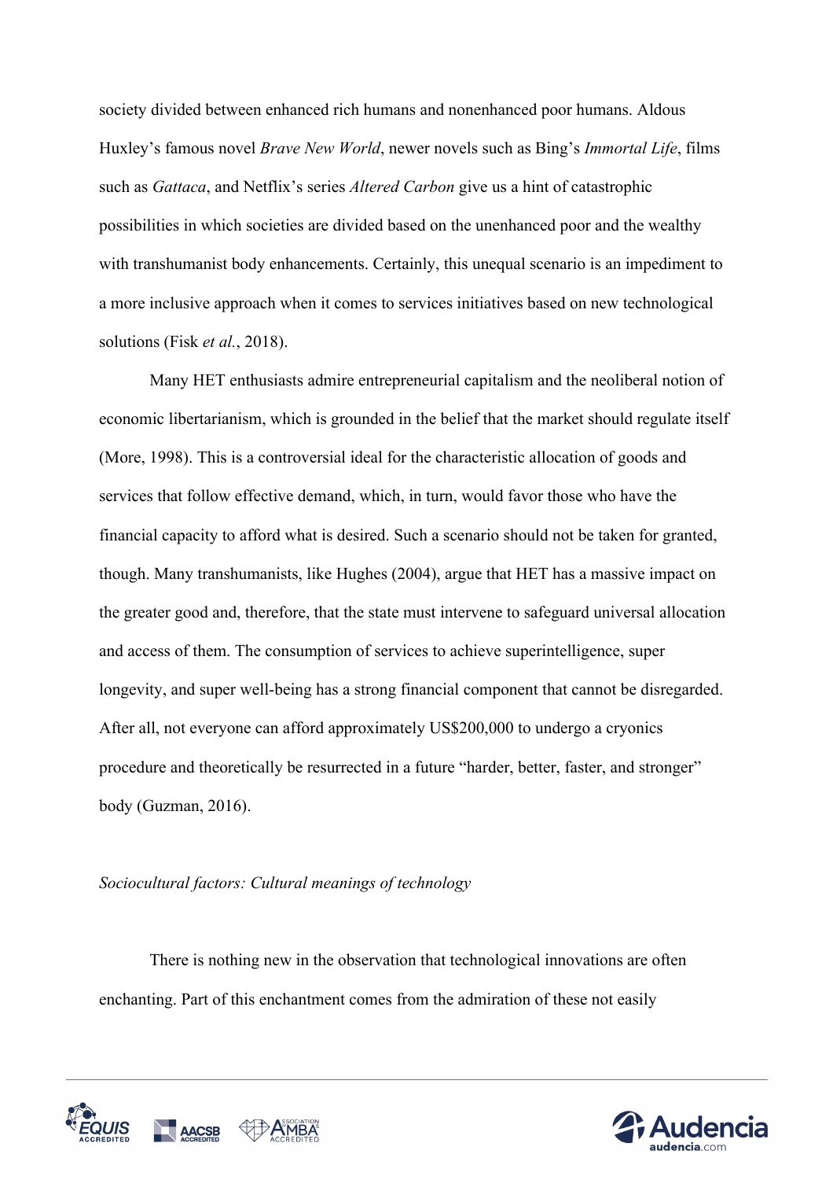society divided between enhanced rich humans and nonenhanced poor humans. Aldous Huxley's famous novel *Brave New World*, newer novels such as Bing's *Immortal Life*, films such as *Gattaca*, and Netflix's series *Altered Carbon* give us a hint of catastrophic possibilities in which societies are divided based on the unenhanced poor and the wealthy with transhumanist body enhancements. Certainly, this unequal scenario is an impediment to a more inclusive approach when it comes to services initiatives based on new technological solutions (Fisk *et al.*, 2018).

Many HET enthusiasts admire entrepreneurial capitalism and the neoliberal notion of economic libertarianism, which is grounded in the belief that the market should regulate itself (More, 1998). This is a controversial ideal for the characteristic allocation of goods and services that follow effective demand, which, in turn, would favor those who have the financial capacity to afford what is desired. Such a scenario should not be taken for granted, though. Many transhumanists, like Hughes (2004), argue that HET has a massive impact on the greater good and, therefore, that the state must intervene to safeguard universal allocation and access of them. The consumption of services to achieve superintelligence, super longevity, and super well-being has a strong financial component that cannot be disregarded. After all, not everyone can afford approximately US$200,000 to undergo a cryonics procedure and theoretically be resurrected in a future "harder, better, faster, and stronger" body (Guzman, 2016).

*Sociocultural factors: Cultural meanings of technology*

There is nothing new in the observation that technological innovations are often enchanting. Part of this enchantment comes from the admiration of these not easily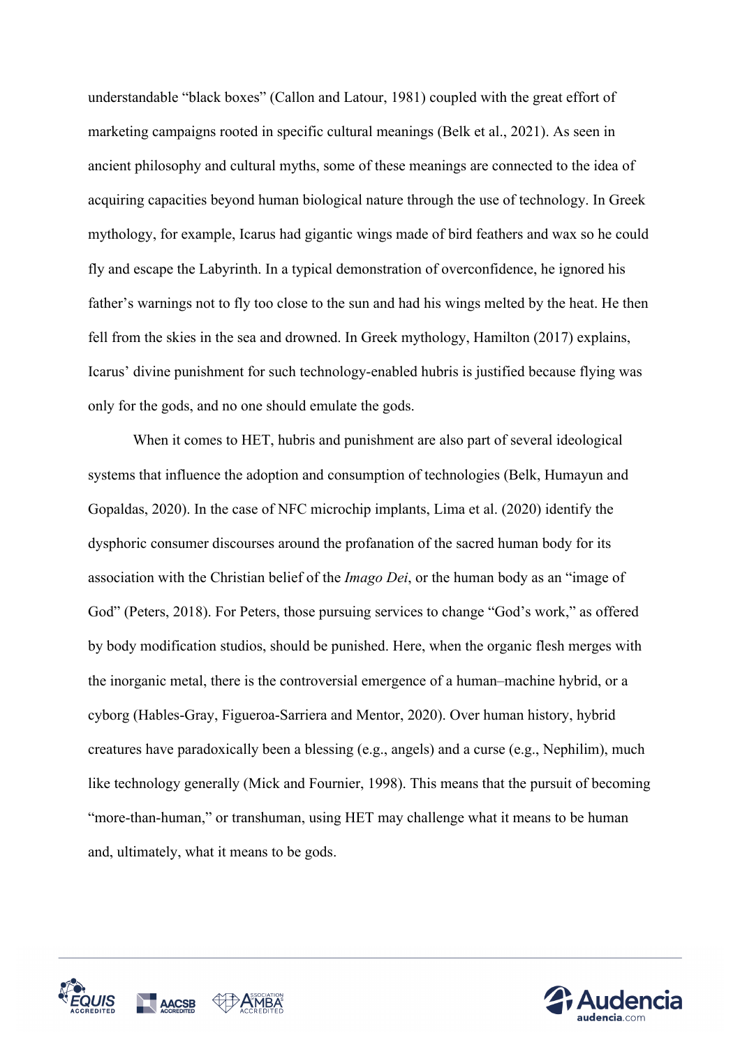understandable "black boxes" (Callon and Latour, 1981) coupled with the great effort of marketing campaigns rooted in specific cultural meanings (Belk et al., 2021). As seen in ancient philosophy and cultural myths, some of these meanings are connected to the idea of acquiring capacities beyond human biological nature through the use of technology. In Greek mythology, for example, Icarus had gigantic wings made of bird feathers and wax so he could fly and escape the Labyrinth. In a typical demonstration of overconfidence, he ignored his father's warnings not to fly too close to the sun and had his wings melted by the heat. He then fell from the skies in the sea and drowned. In Greek mythology, Hamilton (2017) explains, Icarus' divine punishment for such technology-enabled hubris is justified because flying was only for the gods, and no one should emulate the gods.

When it comes to HET, hubris and punishment are also part of several ideological systems that influence the adoption and consumption of technologies (Belk, Humayun and Gopaldas, 2020). In the case of NFC microchip implants, Lima et al. (2020) identify the dysphoric consumer discourses around the profanation of the sacred human body for its association with the Christian belief of the *Imago Dei*, or the human body as an "image of God" (Peters, 2018). For Peters, those pursuing services to change "God's work," as offered by body modification studios, should be punished. Here, when the organic flesh merges with the inorganic metal, there is the controversial emergence of a human–machine hybrid, or a cyborg (Hables-Gray, Figueroa-Sarriera and Mentor, 2020). Over human history, hybrid creatures have paradoxically been a blessing (e.g., angels) and a curse (e.g., Nephilim), much like technology generally (Mick and Fournier, 1998). This means that the pursuit of becoming "more-than-human," or transhuman, using HET may challenge what it means to be human and, ultimately, what it means to be gods.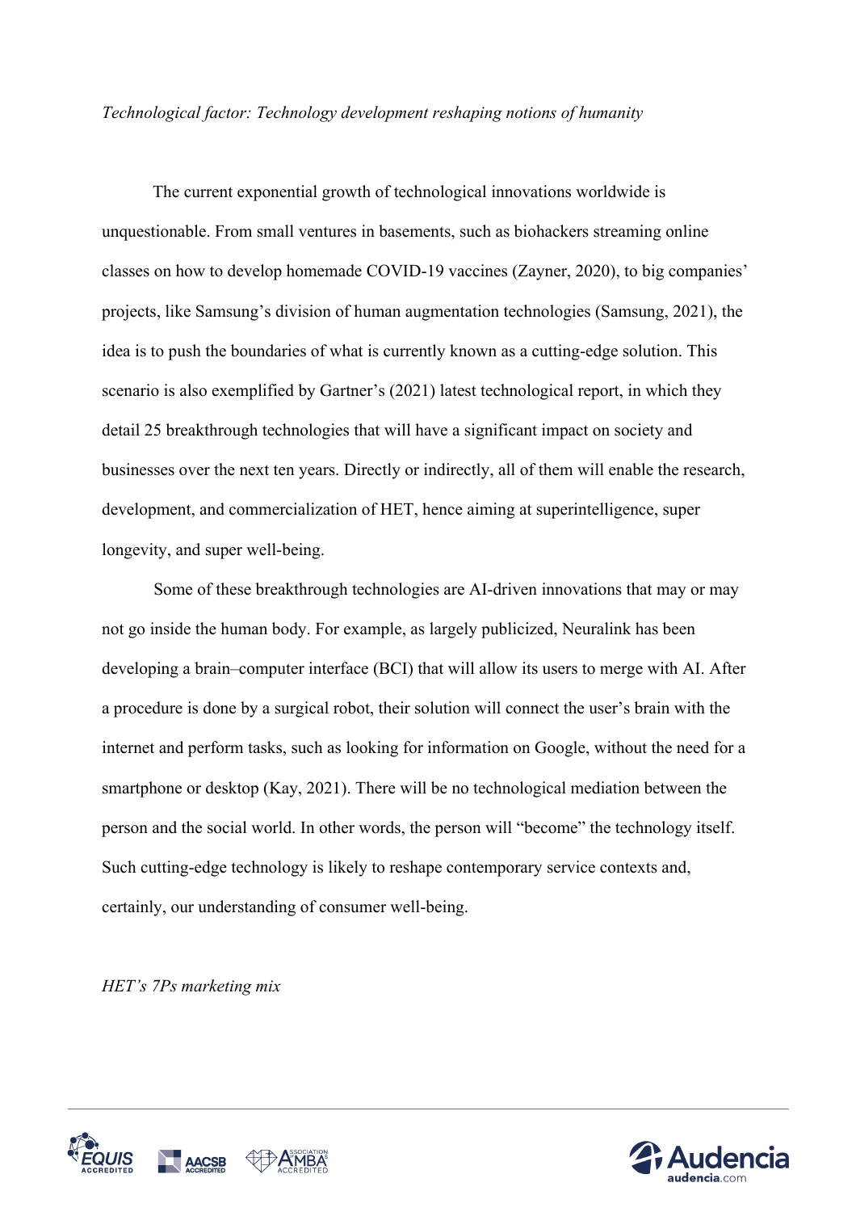*Technological factor: Technology development reshaping notions of humanity*

The current exponential growth of technological innovations worldwide is unquestionable. From small ventures in basements, such as biohackers streaming online classes on how to develop homemade COVID-19 vaccines (Zayner, 2020), to big companies' projects, like Samsung's division of human augmentation technologies (Samsung, 2021), the idea is to push the boundaries of what is currently known as a cutting-edge solution. This scenario is also exemplified by Gartner's (2021) latest technological report, in which they detail 25 breakthrough technologies that will have a significant impact on society and businesses over the next ten years. Directly or indirectly, all of them will enable the research, development, and commercialization of HET, hence aiming at superintelligence, super longevity, and super well-being.

Some of these breakthrough technologies are AI-driven innovations that may or may not go inside the human body. For example, as largely publicized, Neuralink has been developing a brain–computer interface (BCI) that will allow its users to merge with AI. After a procedure is done by a surgical robot, their solution will connect the user's brain with the internet and perform tasks, such as looking for information on Google, without the need for a smartphone or desktop (Kay, 2021). There will be no technological mediation between the person and the social world. In other words, the person will "become" the technology itself. Such cutting-edge technology is likely to reshape contemporary service contexts and, certainly, our understanding of consumer well-being.

*HET's 7Ps marketing mix*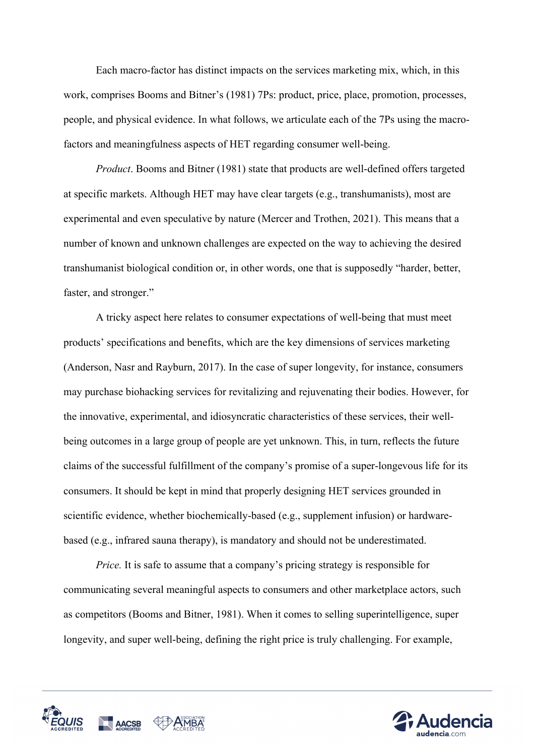Each macro-factor has distinct impacts on the services marketing mix, which, in this work, comprises Booms and Bitner's (1981) 7Ps: product, price, place, promotion, processes, people, and physical evidence. In what follows, we articulate each of the 7Ps using the macro-factors and meaningfulness aspects of HET regarding consumer well-being.

*Product*. Booms and Bitner (1981) state that products are well-defined offers targeted at specific markets. Although HET may have clear targets (e.g., transhumanists), most are experimental and even speculative by nature (Mercer and Trothen, 2021). This means that a number of known and unknown challenges are expected on the way to achieving the desired transhumanist biological condition or, in other words, one that is supposedly "harder, better, faster, and stronger."

A tricky aspect here relates to consumer expectations of well-being that must meet products' specifications and benefits, which are the key dimensions of services marketing (Anderson, Nasr and Rayburn, 2017). In the case of super longevity, for instance, consumers may purchase biohacking services for revitalizing and rejuvenating their bodies. However, for the innovative, experimental, and idiosyncratic characteristics of these services, their well-being outcomes in a large group of people are yet unknown. This, in turn, reflects the future claims of the successful fulfillment of the company's promise of a super-longevous life for its consumers. It should be kept in mind that properly designing HET services grounded in scientific evidence, whether biochemically-based (e.g., supplement infusion) or hardware-based (e.g., infrared sauna therapy), is mandatory and should not be underestimated.

*Price.* It is safe to assume that a company's pricing strategy is responsible for communicating several meaningful aspects to consumers and other marketplace actors, such as competitors (Booms and Bitner, 1981). When it comes to selling superintelligence, super longevity, and super well-being, defining the right price is truly challenging. For example,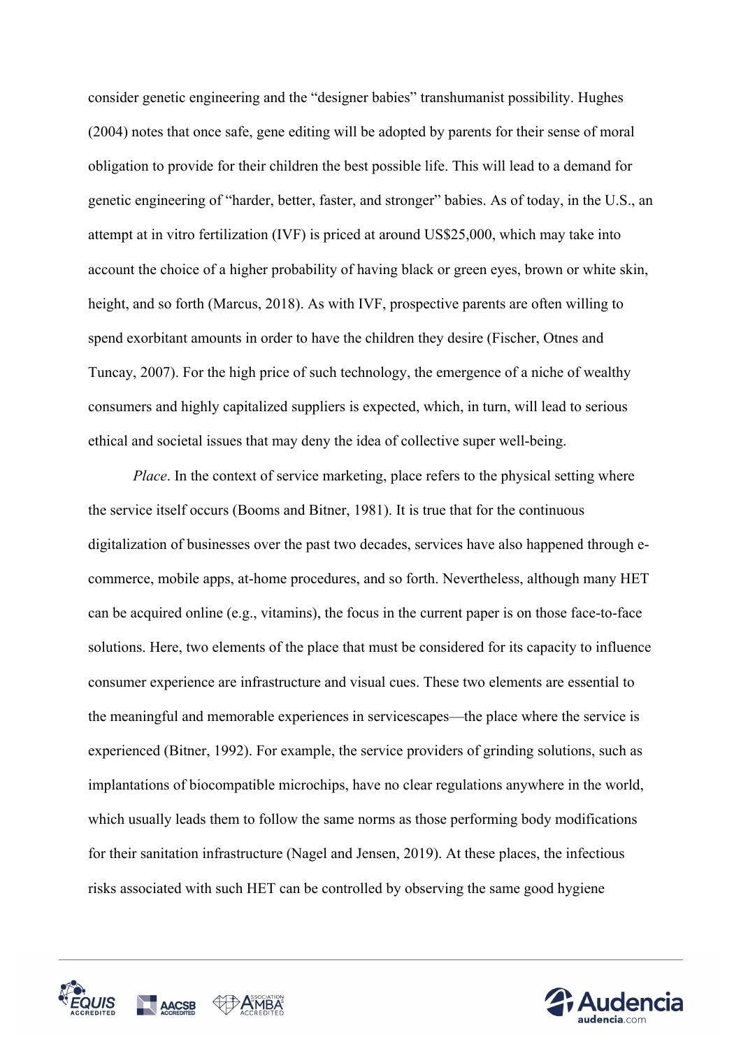consider genetic engineering and the "designer babies" transhumanist possibility. Hughes (2004) notes that once safe, gene editing will be adopted by parents for their sense of moral obligation to provide for their children the best possible life. This will lead to a demand for genetic engineering of "harder, better, faster, and stronger" babies. As of today, in the U.S., an attempt at in vitro fertilization (IVF) is priced at around US$25,000, which may take into account the choice of a higher probability of having black or green eyes, brown or white skin, height, and so forth (Marcus, 2018). As with IVF, prospective parents are often willing to spend exorbitant amounts in order to have the children they desire (Fischer, Otnes and Tuncay, 2007). For the high price of such technology, the emergence of a niche of wealthy consumers and highly capitalized suppliers is expected, which, in turn, will lead to serious ethical and societal issues that may deny the idea of collective super well-being.

*Place*. In the context of service marketing, place refers to the physical setting where the service itself occurs (Booms and Bitner, 1981). It is true that for the continuous digitalization of businesses over the past two decades, services have also happened through e-commerce, mobile apps, at-home procedures, and so forth. Nevertheless, although many HET can be acquired online (e.g., vitamins), the focus in the current paper is on those face-to-face solutions. Here, two elements of the place that must be considered for its capacity to influence consumer experience are infrastructure and visual cues. These two elements are essential to the meaningful and memorable experiences in servicescapes—the place where the service is experienced (Bitner, 1992). For example, the service providers of grinding solutions, such as implantations of biocompatible microchips, have no clear regulations anywhere in the world, which usually leads them to follow the same norms as those performing body modifications for their sanitation infrastructure (Nagel and Jensen, 2019). At these places, the infectious risks associated with such HET can be controlled by observing the same good hygiene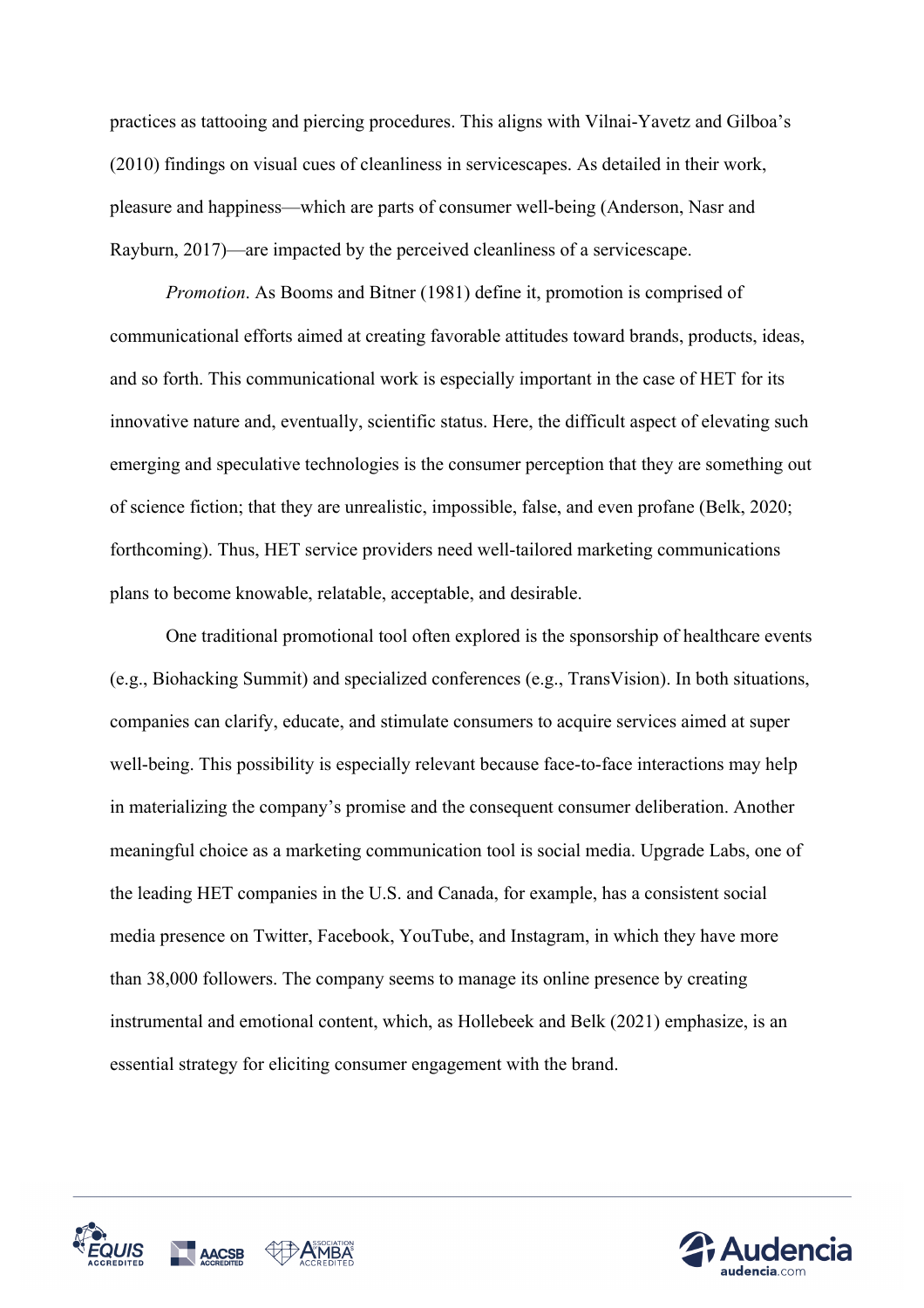practices as tattooing and piercing procedures. This aligns with Vilnai-Yavetz and Gilboa's (2010) findings on visual cues of cleanliness in servicescapes. As detailed in their work, pleasure and happiness—which are parts of consumer well-being (Anderson, Nasr and Rayburn, 2017)—are impacted by the perceived cleanliness of a servicescape.

*Promotion*. As Booms and Bitner (1981) define it, promotion is comprised of communicational efforts aimed at creating favorable attitudes toward brands, products, ideas, and so forth. This communicational work is especially important in the case of HET for its innovative nature and, eventually, scientific status. Here, the difficult aspect of elevating such emerging and speculative technologies is the consumer perception that they are something out of science fiction; that they are unrealistic, impossible, false, and even profane (Belk, 2020; forthcoming). Thus, HET service providers need well-tailored marketing communications plans to become knowable, relatable, acceptable, and desirable.

One traditional promotional tool often explored is the sponsorship of healthcare events (e.g., Biohacking Summit) and specialized conferences (e.g., TransVision). In both situations, companies can clarify, educate, and stimulate consumers to acquire services aimed at super well-being. This possibility is especially relevant because face-to-face interactions may help in materializing the company's promise and the consequent consumer deliberation. Another meaningful choice as a marketing communication tool is social media. Upgrade Labs, one of the leading HET companies in the U.S. and Canada, for example, has a consistent social media presence on Twitter, Facebook, YouTube, and Instagram, in which they have more than 38,000 followers. The company seems to manage its online presence by creating instrumental and emotional content, which, as Hollebeek and Belk (2021) emphasize, is an essential strategy for eliciting consumer engagement with the brand.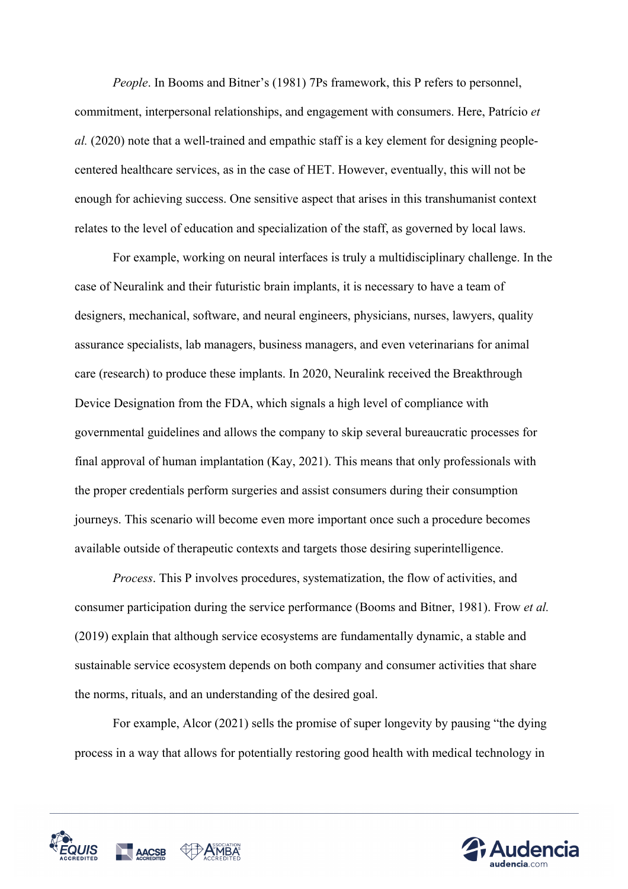*People*. In Booms and Bitner's (1981) 7Ps framework, this P refers to personnel, commitment, interpersonal relationships, and engagement with consumers. Here, Patrício *et al.* (2020) note that a well-trained and empathic staff is a key element for designing people-centered healthcare services, as in the case of HET. However, eventually, this will not be enough for achieving success. One sensitive aspect that arises in this transhumanist context relates to the level of education and specialization of the staff, as governed by local laws.

For example, working on neural interfaces is truly a multidisciplinary challenge. In the case of Neuralink and their futuristic brain implants, it is necessary to have a team of designers, mechanical, software, and neural engineers, physicians, nurses, lawyers, quality assurance specialists, lab managers, business managers, and even veterinarians for animal care (research) to produce these implants. In 2020, Neuralink received the Breakthrough Device Designation from the FDA, which signals a high level of compliance with governmental guidelines and allows the company to skip several bureaucratic processes for final approval of human implantation (Kay, 2021). This means that only professionals with the proper credentials perform surgeries and assist consumers during their consumption journeys. This scenario will become even more important once such a procedure becomes available outside of therapeutic contexts and targets those desiring superintelligence.

*Process*. This P involves procedures, systematization, the flow of activities, and consumer participation during the service performance (Booms and Bitner, 1981). Frow *et al.* (2019) explain that although service ecosystems are fundamentally dynamic, a stable and sustainable service ecosystem depends on both company and consumer activities that share the norms, rituals, and an understanding of the desired goal.

For example, Alcor (2021) sells the promise of super longevity by pausing "the dying process in a way that allows for potentially restoring good health with medical technology in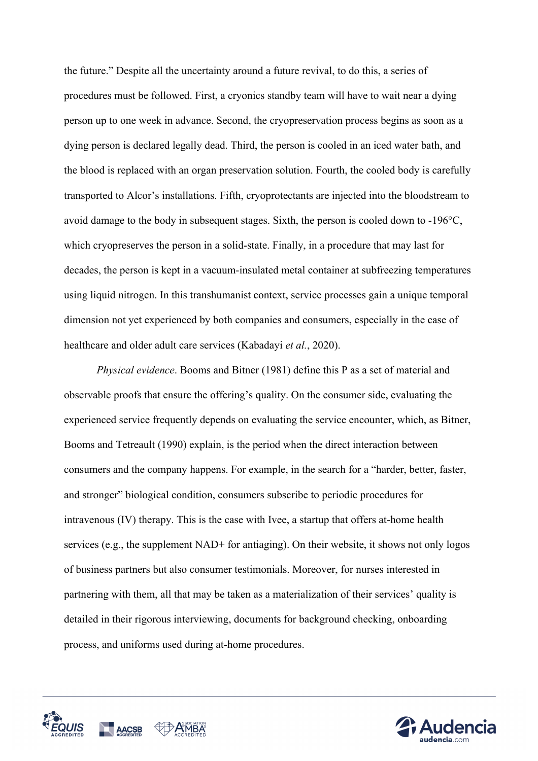the future." Despite all the uncertainty around a future revival, to do this, a series of procedures must be followed. First, a cryonics standby team will have to wait near a dying person up to one week in advance. Second, the cryopreservation process begins as soon as a dying person is declared legally dead. Third, the person is cooled in an iced water bath, and the blood is replaced with an organ preservation solution. Fourth, the cooled body is carefully transported to Alcor's installations. Fifth, cryoprotectants are injected into the bloodstream to avoid damage to the body in subsequent stages. Sixth, the person is cooled down to -196°C, which cryopreserves the person in a solid-state. Finally, in a procedure that may last for decades, the person is kept in a vacuum-insulated metal container at subfreezing temperatures using liquid nitrogen. In this transhumanist context, service processes gain a unique temporal dimension not yet experienced by both companies and consumers, especially in the case of healthcare and older adult care services (Kabadayi *et al.*, 2020).

*Physical evidence*. Booms and Bitner (1981) define this P as a set of material and observable proofs that ensure the offering's quality. On the consumer side, evaluating the experienced service frequently depends on evaluating the service encounter, which, as Bitner, Booms and Tetreault (1990) explain, is the period when the direct interaction between consumers and the company happens. For example, in the search for a "harder, better, faster, and stronger" biological condition, consumers subscribe to periodic procedures for intravenous (IV) therapy. This is the case with Ivee, a startup that offers at-home health services (e.g., the supplement NAD+ for antiaging). On their website, it shows not only logos of business partners but also consumer testimonials. Moreover, for nurses interested in partnering with them, all that may be taken as a materialization of their services' quality is detailed in their rigorous interviewing, documents for background checking, onboarding process, and uniforms used during at-home procedures.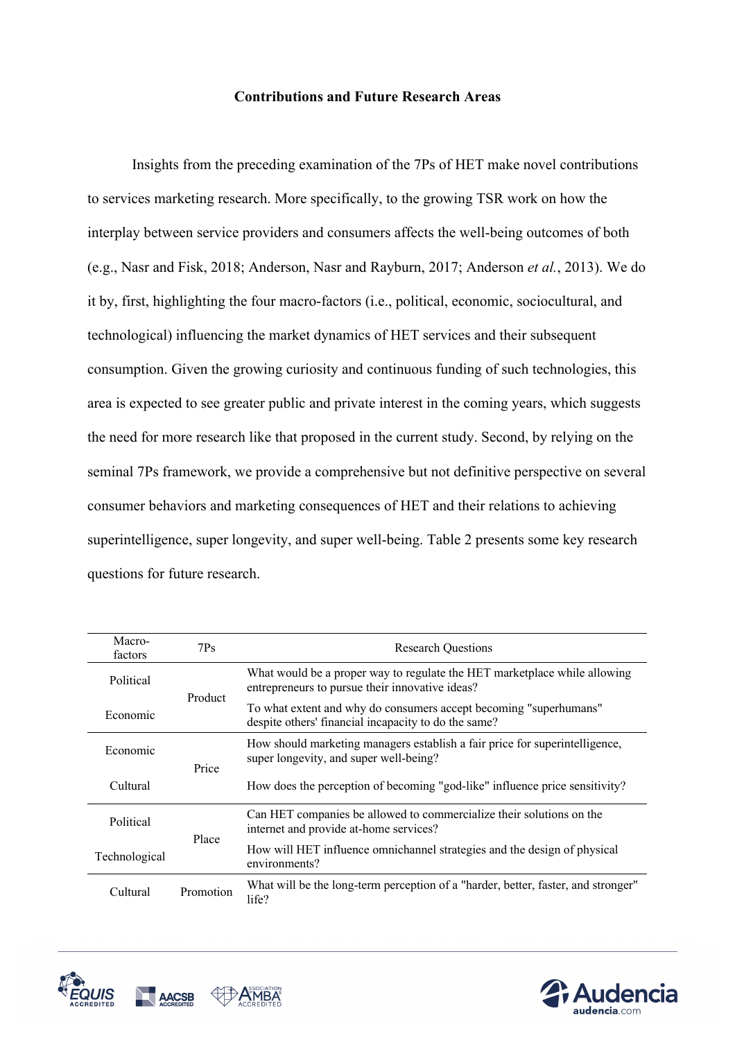**Contributions and Future Research Areas**

Insights from the preceding examination of the 7Ps of HET make novel contributions to services marketing research. More specifically, to the growing TSR work on how the interplay between service providers and consumers affects the well-being outcomes of both (e.g., Nasr and Fisk, 2018; Anderson, Nasr and Rayburn, 2017; Anderson *et al.*, 2013). We do it by, first, highlighting the four macro-factors (i.e., political, economic, sociocultural, and technological) influencing the market dynamics of HET services and their subsequent consumption. Given the growing curiosity and continuous funding of such technologies, this area is expected to see greater public and private interest in the coming years, which suggests the need for more research like that proposed in the current study. Second, by relying on the seminal 7Ps framework, we provide a comprehensive but not definitive perspective on several consumer behaviors and marketing consequences of HET and their relations to achieving superintelligence, super longevity, and super well-being. Table 2 presents some key research questions for future research.

| Macro-factors | 7Ps | Research Questions |
|---|---|---|
| Political | Product | What would be a proper way to regulate the HET marketplace while allowing entrepreneurs to pursue their innovative ideas? |
| Economic | | To what extent and why do consumers accept becoming "superhumans" despite others' financial incapacity to do the same? |
| Economic | Price | How should marketing managers establish a fair price for superintelligence, super longevity, and super well-being? |
| Cultural | | How does the perception of becoming "god-like" influence price sensitivity? |
| Political | Place | Can HET companies be allowed to commercialize their solutions on the internet and provide at-home services? |
| Technological | | How will HET influence omnichannel strategies and the design of physical environments? |
| Cultural | Promotion | What will be the long-term perception of a "harder, better, faster, and stronger" life? |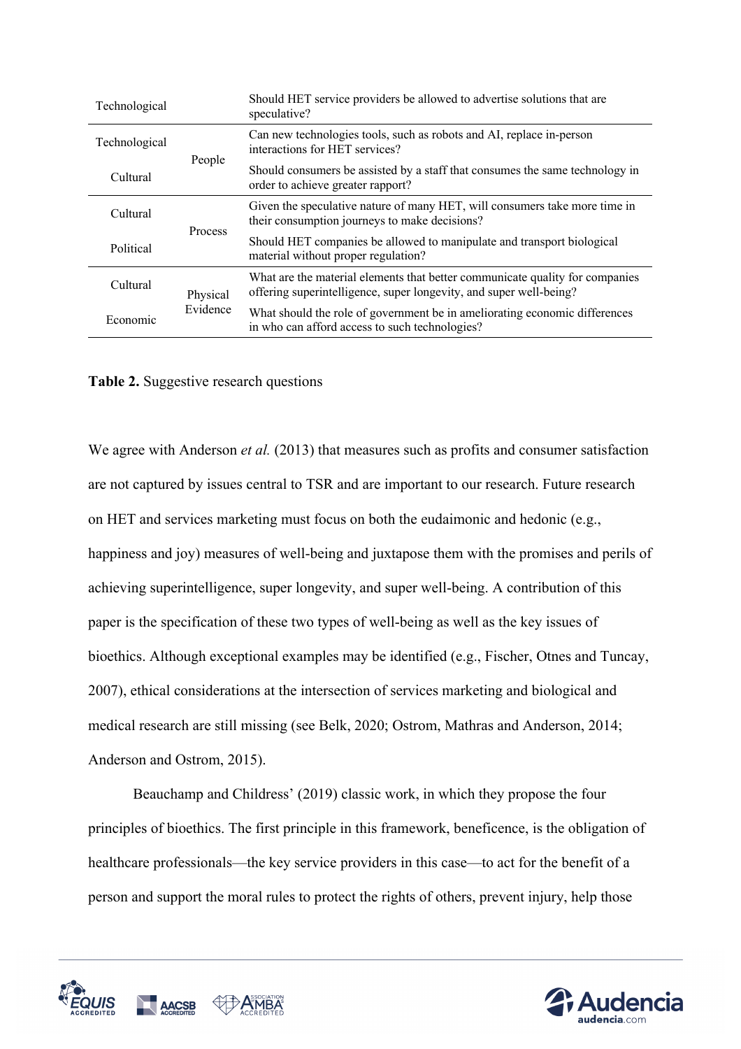| | | |
|---|---|---|
| Technological | | Should HET service providers be allowed to advertise solutions that are speculative? |
| Technological | People | Can new technologies tools, such as robots and AI, replace in-person interactions for HET services? |
| Cultural | | Should consumers be assisted by a staff that consumes the same technology in order to achieve greater rapport? |
| Cultural | Process | Given the speculative nature of many HET, will consumers take more time in their consumption journeys to make decisions? |
| Political | | Should HET companies be allowed to manipulate and transport biological material without proper regulation? |
| Cultural | Physical Evidence | What are the material elements that better communicate quality for companies offering superintelligence, super longevity, and super well-being? |
| Economic | | What should the role of government be in ameliorating economic differences in who can afford access to such technologies? |

**Table 2.** Suggestive research questions

We agree with Anderson *et al.* (2013) that measures such as profits and consumer satisfaction are not captured by issues central to TSR and are important to our research. Future research on HET and services marketing must focus on both the eudaimonic and hedonic (e.g., happiness and joy) measures of well-being and juxtapose them with the promises and perils of achieving superintelligence, super longevity, and super well-being. A contribution of this paper is the specification of these two types of well-being as well as the key issues of bioethics. Although exceptional examples may be identified (e.g., Fischer, Otnes and Tuncay, 2007), ethical considerations at the intersection of services marketing and biological and medical research are still missing (see Belk, 2020; Ostrom, Mathras and Anderson, 2014; Anderson and Ostrom, 2015).

Beauchamp and Childress' (2019) classic work, in which they propose the four principles of bioethics. The first principle in this framework, beneficence, is the obligation of healthcare professionals—the key service providers in this case—to act for the benefit of a person and support the moral rules to protect the rights of others, prevent injury, help those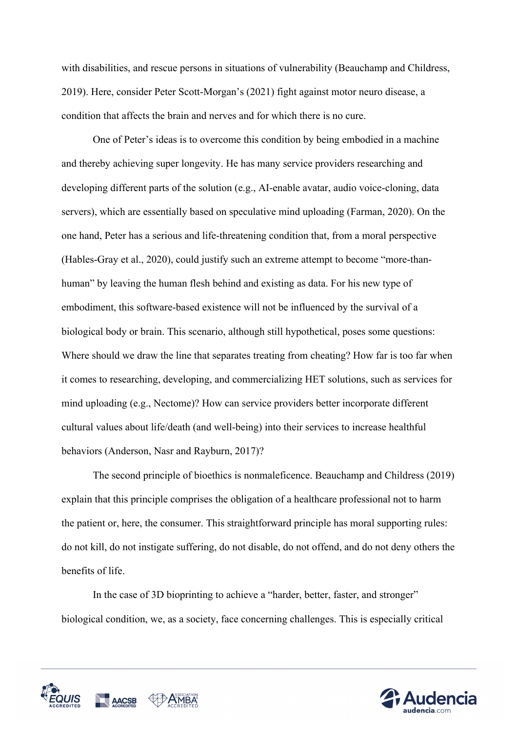with disabilities, and rescue persons in situations of vulnerability (Beauchamp and Childress, 2019). Here, consider Peter Scott-Morgan's (2021) fight against motor neuro disease, a condition that affects the brain and nerves and for which there is no cure.

One of Peter's ideas is to overcome this condition by being embodied in a machine and thereby achieving super longevity. He has many service providers researching and developing different parts of the solution (e.g., AI-enable avatar, audio voice-cloning, data servers), which are essentially based on speculative mind uploading (Farman, 2020). On the one hand, Peter has a serious and life-threatening condition that, from a moral perspective (Hables-Gray et al., 2020), could justify such an extreme attempt to become "more-than-human" by leaving the human flesh behind and existing as data. For his new type of embodiment, this software-based existence will not be influenced by the survival of a biological body or brain. This scenario, although still hypothetical, poses some questions: Where should we draw the line that separates treating from cheating? How far is too far when it comes to researching, developing, and commercializing HET solutions, such as services for mind uploading (e.g., Nectome)? How can service providers better incorporate different cultural values about life/death (and well-being) into their services to increase healthful behaviors (Anderson, Nasr and Rayburn, 2017)?

The second principle of bioethics is nonmaleficence. Beauchamp and Childress (2019) explain that this principle comprises the obligation of a healthcare professional not to harm the patient or, here, the consumer. This straightforward principle has moral supporting rules: do not kill, do not instigate suffering, do not disable, do not offend, and do not deny others the benefits of life.

In the case of 3D bioprinting to achieve a "harder, better, faster, and stronger" biological condition, we, as a society, face concerning challenges. This is especially critical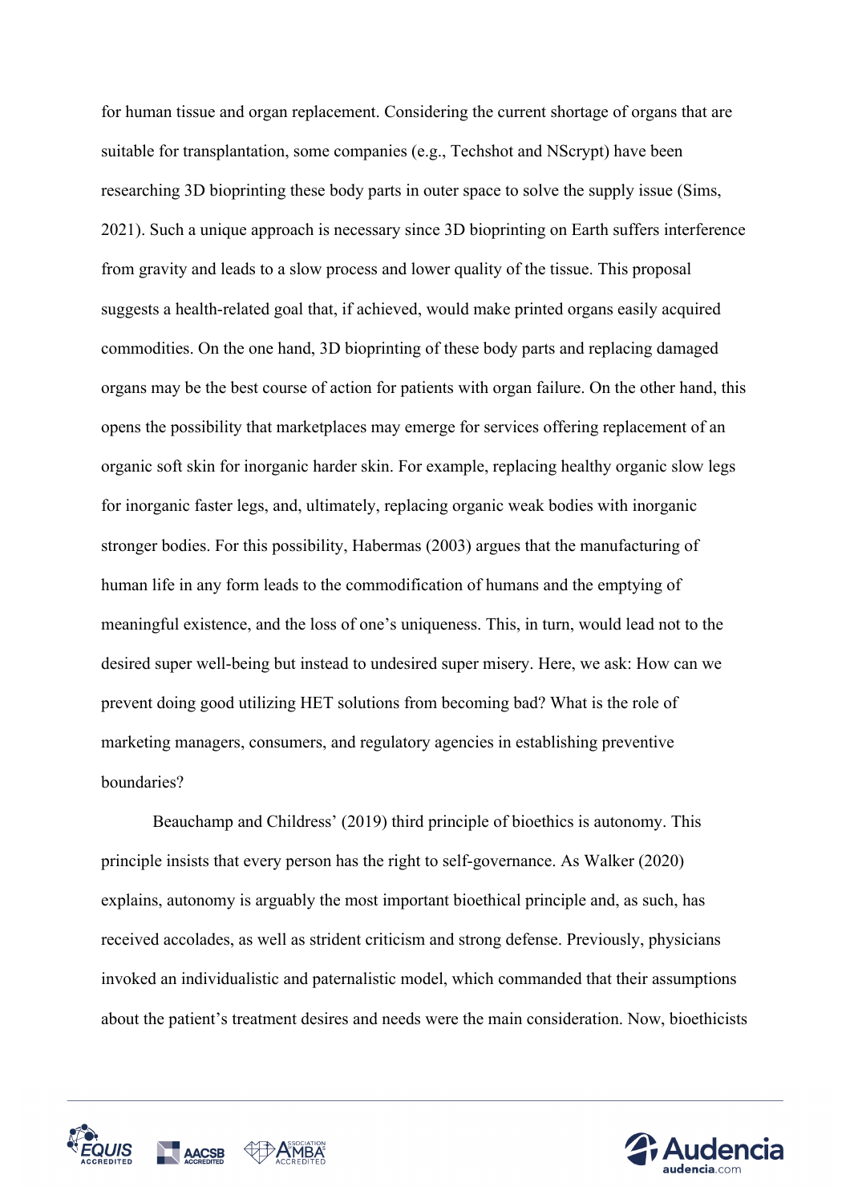for human tissue and organ replacement. Considering the current shortage of organs that are suitable for transplantation, some companies (e.g., Techshot and NScrypt) have been researching 3D bioprinting these body parts in outer space to solve the supply issue (Sims, 2021). Such a unique approach is necessary since 3D bioprinting on Earth suffers interference from gravity and leads to a slow process and lower quality of the tissue. This proposal suggests a health-related goal that, if achieved, would make printed organs easily acquired commodities. On the one hand, 3D bioprinting of these body parts and replacing damaged organs may be the best course of action for patients with organ failure. On the other hand, this opens the possibility that marketplaces may emerge for services offering replacement of an organic soft skin for inorganic harder skin. For example, replacing healthy organic slow legs for inorganic faster legs, and, ultimately, replacing organic weak bodies with inorganic stronger bodies. For this possibility, Habermas (2003) argues that the manufacturing of human life in any form leads to the commodification of humans and the emptying of meaningful existence, and the loss of one's uniqueness. This, in turn, would lead not to the desired super well-being but instead to undesired super misery. Here, we ask: How can we prevent doing good utilizing HET solutions from becoming bad? What is the role of marketing managers, consumers, and regulatory agencies in establishing preventive boundaries?

Beauchamp and Childress' (2019) third principle of bioethics is autonomy. This principle insists that every person has the right to self-governance. As Walker (2020) explains, autonomy is arguably the most important bioethical principle and, as such, has received accolades, as well as strident criticism and strong defense. Previously, physicians invoked an individualistic and paternalistic model, which commanded that their assumptions about the patient's treatment desires and needs were the main consideration. Now, bioethicists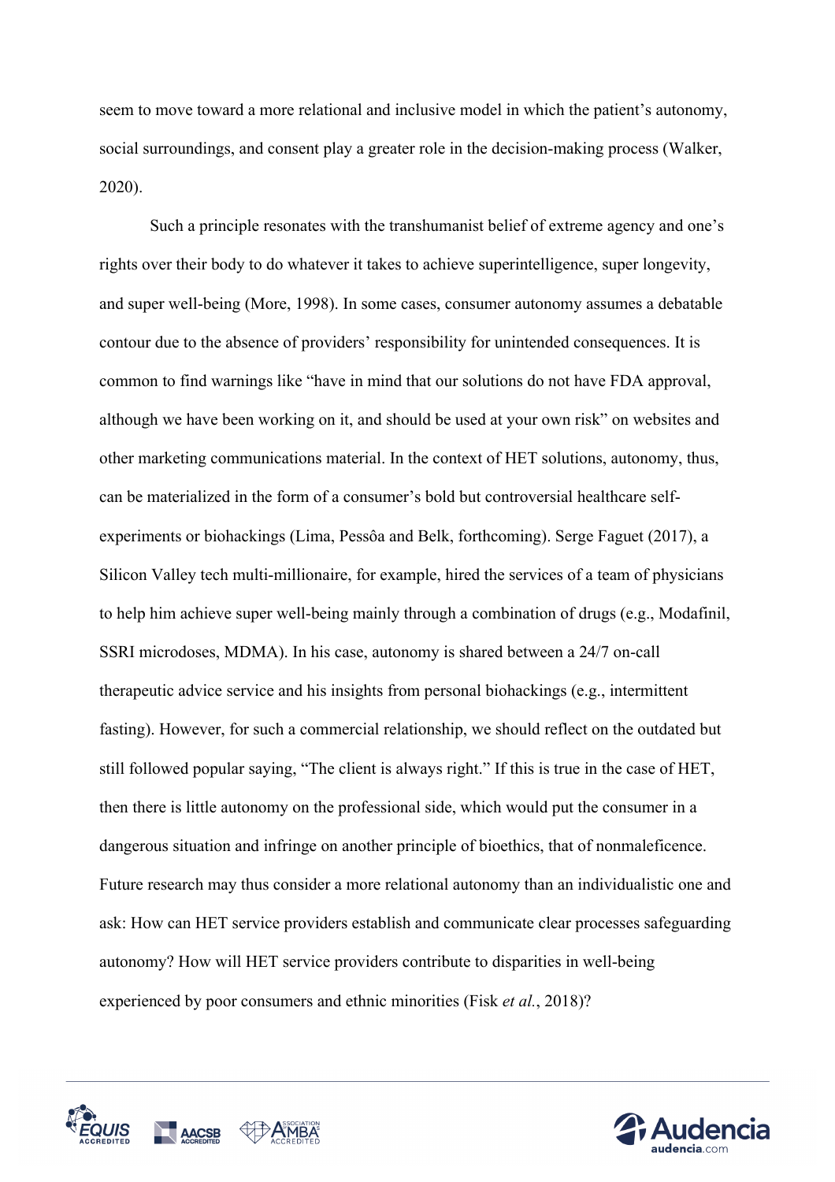seem to move toward a more relational and inclusive model in which the patient's autonomy, social surroundings, and consent play a greater role in the decision-making process (Walker, 2020).

Such a principle resonates with the transhumanist belief of extreme agency and one's rights over their body to do whatever it takes to achieve superintelligence, super longevity, and super well-being (More, 1998). In some cases, consumer autonomy assumes a debatable contour due to the absence of providers' responsibility for unintended consequences. It is common to find warnings like "have in mind that our solutions do not have FDA approval, although we have been working on it, and should be used at your own risk" on websites and other marketing communications material. In the context of HET solutions, autonomy, thus, can be materialized in the form of a consumer's bold but controversial healthcare self-experiments or biohackings (Lima, Pessôa and Belk, forthcoming). Serge Faguet (2017), a Silicon Valley tech multi-millionaire, for example, hired the services of a team of physicians to help him achieve super well-being mainly through a combination of drugs (e.g., Modafinil, SSRI microdoses, MDMA). In his case, autonomy is shared between a 24/7 on-call therapeutic advice service and his insights from personal biohackings (e.g., intermittent fasting). However, for such a commercial relationship, we should reflect on the outdated but still followed popular saying, "The client is always right." If this is true in the case of HET, then there is little autonomy on the professional side, which would put the consumer in a dangerous situation and infringe on another principle of bioethics, that of nonmaleficence. Future research may thus consider a more relational autonomy than an individualistic one and ask: How can HET service providers establish and communicate clear processes safeguarding autonomy? How will HET service providers contribute to disparities in well-being experienced by poor consumers and ethnic minorities (Fisk *et al.*, 2018)?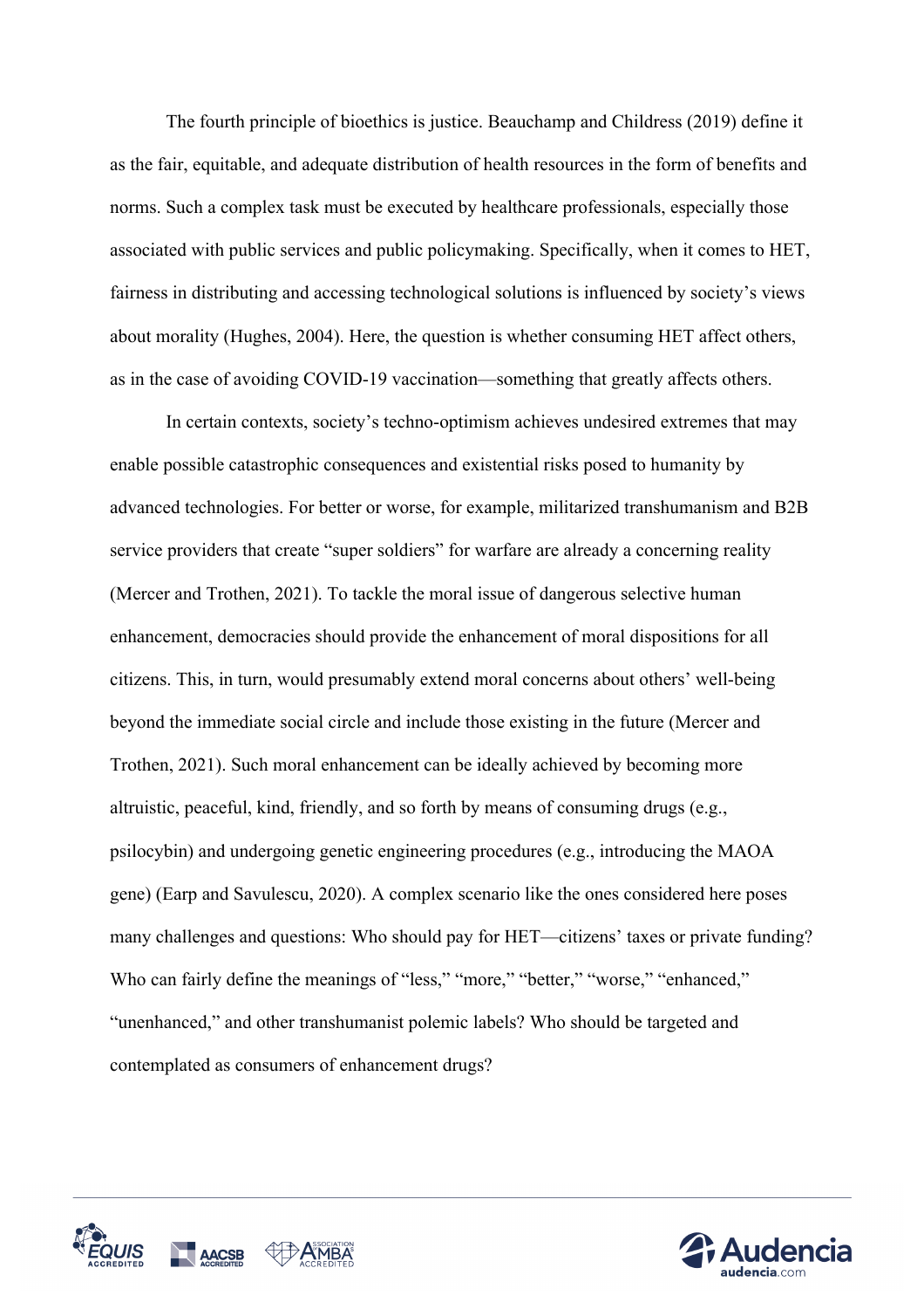The fourth principle of bioethics is justice. Beauchamp and Childress (2019) define it as the fair, equitable, and adequate distribution of health resources in the form of benefits and norms. Such a complex task must be executed by healthcare professionals, especially those associated with public services and public policymaking. Specifically, when it comes to HET, fairness in distributing and accessing technological solutions is influenced by society's views about morality (Hughes, 2004). Here, the question is whether consuming HET affect others, as in the case of avoiding COVID-19 vaccination—something that greatly affects others.

In certain contexts, society's techno-optimism achieves undesired extremes that may enable possible catastrophic consequences and existential risks posed to humanity by advanced technologies. For better or worse, for example, militarized transhumanism and B2B service providers that create "super soldiers" for warfare are already a concerning reality (Mercer and Trothen, 2021). To tackle the moral issue of dangerous selective human enhancement, democracies should provide the enhancement of moral dispositions for all citizens. This, in turn, would presumably extend moral concerns about others' well-being beyond the immediate social circle and include those existing in the future (Mercer and Trothen, 2021). Such moral enhancement can be ideally achieved by becoming more altruistic, peaceful, kind, friendly, and so forth by means of consuming drugs (e.g., psilocybin) and undergoing genetic engineering procedures (e.g., introducing the MAOA gene) (Earp and Savulescu, 2020). A complex scenario like the ones considered here poses many challenges and questions: Who should pay for HET—citizens' taxes or private funding? Who can fairly define the meanings of "less," "more," "better," "worse," "enhanced," "unenhanced," and other transhumanist polemic labels? Who should be targeted and contemplated as consumers of enhancement drugs?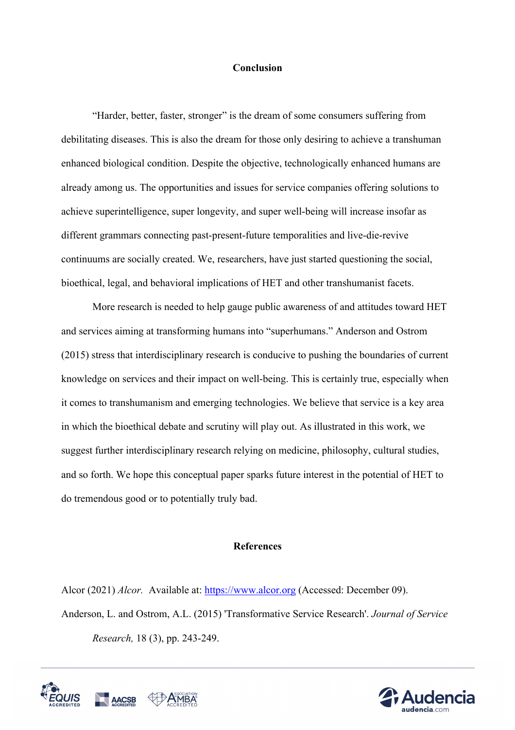## Conclusion

"Harder, better, faster, stronger" is the dream of some consumers suffering from debilitating diseases. This is also the dream for those only desiring to achieve a transhuman enhanced biological condition. Despite the objective, technologically enhanced humans are already among us. The opportunities and issues for service companies offering solutions to achieve superintelligence, super longevity, and super well-being will increase insofar as different grammars connecting past-present-future temporalities and live-die-revive continuums are socially created. We, researchers, have just started questioning the social, bioethical, legal, and behavioral implications of HET and other transhumanist facets.

More research is needed to help gauge public awareness of and attitudes toward HET and services aiming at transforming humans into "superhumans." Anderson and Ostrom (2015) stress that interdisciplinary research is conducive to pushing the boundaries of current knowledge on services and their impact on well-being. This is certainly true, especially when it comes to transhumanism and emerging technologies. We believe that service is a key area in which the bioethical debate and scrutiny will play out. As illustrated in this work, we suggest further interdisciplinary research relying on medicine, philosophy, cultural studies, and so forth. We hope this conceptual paper sparks future interest in the potential of HET to do tremendous good or to potentially truly bad.

## References

Alcor (2021) *Alcor.* Available at: https://www.alcor.org (Accessed: December 09).

Anderson, L. and Ostrom, A.L. (2015) 'Transformative Service Research'. *Journal of Service Research,* 18 (3), pp. 243-249.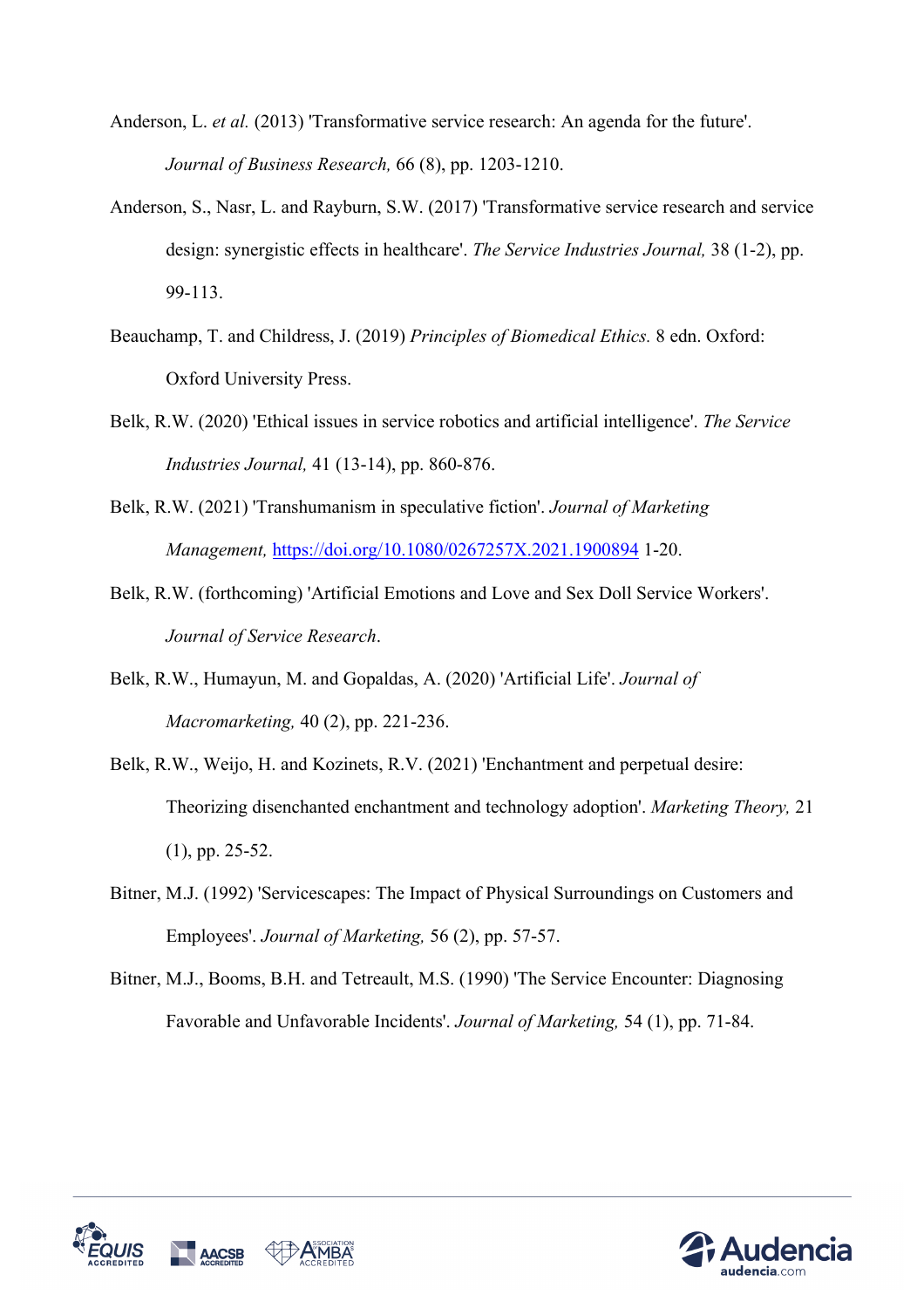Anderson, L. *et al.* (2013) 'Transformative service research: An agenda for the future'. *Journal of Business Research,* 66 (8), pp. 1203-1210.

Anderson, S., Nasr, L. and Rayburn, S.W. (2017) 'Transformative service research and service design: synergistic effects in healthcare'. *The Service Industries Journal,* 38 (1-2), pp. 99-113.

Beauchamp, T. and Childress, J. (2019) *Principles of Biomedical Ethics.* 8 edn. Oxford: Oxford University Press.

Belk, R.W. (2020) 'Ethical issues in service robotics and artificial intelligence'. *The Service Industries Journal,* 41 (13-14), pp. 860-876.

Belk, R.W. (2021) 'Transhumanism in speculative fiction'. *Journal of Marketing Management,* https://doi.org/10.1080/0267257X.2021.1900894 1-20.

Belk, R.W. (forthcoming) 'Artificial Emotions and Love and Sex Doll Service Workers'. *Journal of Service Research*.

Belk, R.W., Humayun, M. and Gopaldas, A. (2020) 'Artificial Life'. *Journal of Macromarketing,* 40 (2), pp. 221-236.

Belk, R.W., Weijo, H. and Kozinets, R.V. (2021) 'Enchantment and perpetual desire: Theorizing disenchanted enchantment and technology adoption'. *Marketing Theory,* 21 (1), pp. 25-52.

Bitner, M.J. (1992) 'Servicescapes: The Impact of Physical Surroundings on Customers and Employees'. *Journal of Marketing,* 56 (2), pp. 57-57.

Bitner, M.J., Booms, B.H. and Tetreault, M.S. (1990) 'The Service Encounter: Diagnosing Favorable and Unfavorable Incidents'. *Journal of Marketing,* 54 (1), pp. 71-84.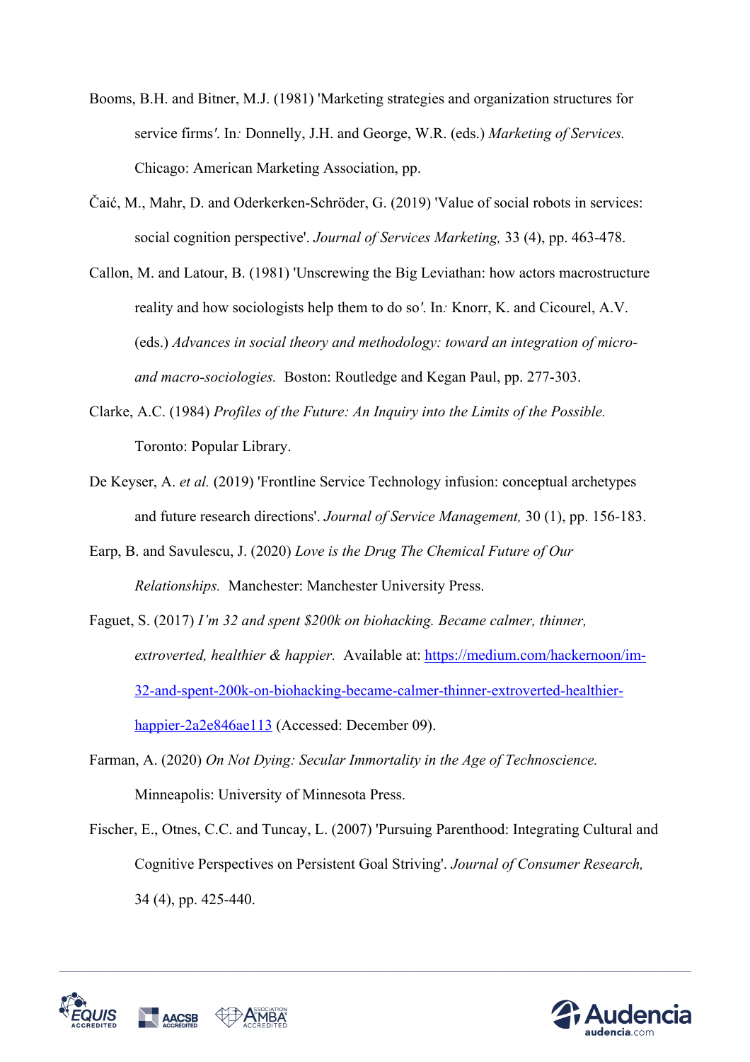Booms, B.H. and Bitner, M.J. (1981) 'Marketing strategies and organization structures for service firms'. In: Donnelly, J.H. and George, W.R. (eds.) *Marketing of Services.* Chicago: American Marketing Association, pp.

Čaić, M., Mahr, D. and Oderkerken-Schröder, G. (2019) 'Value of social robots in services: social cognition perspective'. *Journal of Services Marketing,* 33 (4), pp. 463-478.

Callon, M. and Latour, B. (1981) 'Unscrewing the Big Leviathan: how actors macrostructure reality and how sociologists help them to do so'. In: Knorr, K. and Cicourel, A.V. (eds.) *Advances in social theory and methodology: toward an integration of micro- and macro-sociologies.* Boston: Routledge and Kegan Paul, pp. 277-303.

Clarke, A.C. (1984) *Profiles of the Future: An Inquiry into the Limits of the Possible.* Toronto: Popular Library.

De Keyser, A. *et al.* (2019) 'Frontline Service Technology infusion: conceptual archetypes and future research directions'. *Journal of Service Management,* 30 (1), pp. 156-183.

Earp, B. and Savulescu, J. (2020) *Love is the Drug The Chemical Future of Our Relationships.* Manchester: Manchester University Press.

Faguet, S. (2017) *I'm 32 and spent $200k on biohacking. Became calmer, thinner, extroverted, healthier & happier.* Available at: https://medium.com/hackernoon/im-32-and-spent-200k-on-biohacking-became-calmer-thinner-extroverted-healthier-happier-2a2e846ae113 (Accessed: December 09).

Farman, A. (2020) *On Not Dying: Secular Immortality in the Age of Technoscience.* Minneapolis: University of Minnesota Press.

Fischer, E., Otnes, C.C. and Tuncay, L. (2007) 'Pursuing Parenthood: Integrating Cultural and Cognitive Perspectives on Persistent Goal Striving'. *Journal of Consumer Research,* 34 (4), pp. 425-440.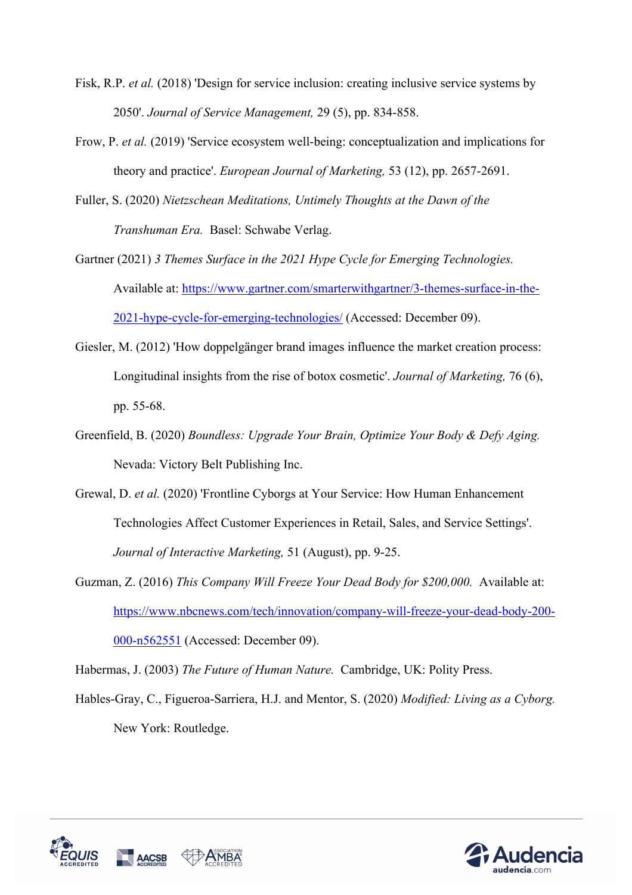Fisk, R.P. *et al.* (2018) 'Design for service inclusion: creating inclusive service systems by 2050'. *Journal of Service Management,* 29 (5), pp. 834-858.

Frow, P. *et al.* (2019) 'Service ecosystem well-being: conceptualization and implications for theory and practice'. *European Journal of Marketing,* 53 (12), pp. 2657-2691.

Fuller, S. (2020) *Nietzschean Meditations, Untimely Thoughts at the Dawn of the Transhuman Era.* Basel: Schwabe Verlag.

Gartner (2021) *3 Themes Surface in the 2021 Hype Cycle for Emerging Technologies.* Available at: https://www.gartner.com/smarterwithgartner/3-themes-surface-in-the-2021-hype-cycle-for-emerging-technologies/ (Accessed: December 09).

Giesler, M. (2012) 'How doppelgänger brand images influence the market creation process: Longitudinal insights from the rise of botox cosmetic'. *Journal of Marketing,* 76 (6), pp. 55-68.

Greenfield, B. (2020) *Boundless: Upgrade Your Brain, Optimize Your Body & Defy Aging.* Nevada: Victory Belt Publishing Inc.

Grewal, D. *et al.* (2020) 'Frontline Cyborgs at Your Service: How Human Enhancement Technologies Affect Customer Experiences in Retail, Sales, and Service Settings'. *Journal of Interactive Marketing,* 51 (August), pp. 9-25.

Guzman, Z. (2016) *This Company Will Freeze Your Dead Body for $200,000.* Available at: https://www.nbcnews.com/tech/innovation/company-will-freeze-your-dead-body-200-000-n562551 (Accessed: December 09).

Habermas, J. (2003) *The Future of Human Nature.* Cambridge, UK: Polity Press.

Hables-Gray, C., Figueroa-Sarriera, H.J. and Mentor, S. (2020) *Modified: Living as a Cyborg.* New York: Routledge.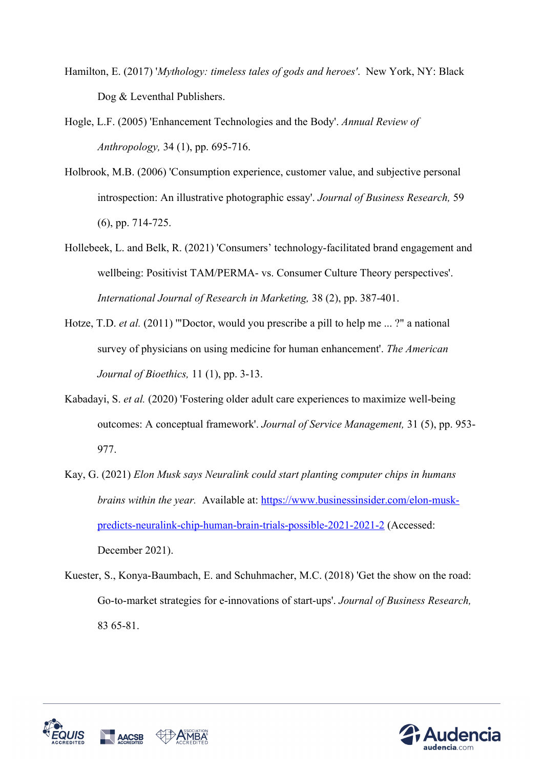Hamilton, E. (2017) '*Mythology: timeless tales of gods and heroes'*. New York, NY: Black Dog & Leventhal Publishers.

Hogle, L.F. (2005) 'Enhancement Technologies and the Body'. *Annual Review of Anthropology,* 34 (1), pp. 695-716.

Holbrook, M.B. (2006) 'Consumption experience, customer value, and subjective personal introspection: An illustrative photographic essay'. *Journal of Business Research,* 59 (6), pp. 714-725.

Hollebeek, L. and Belk, R. (2021) 'Consumers' technology-facilitated brand engagement and wellbeing: Positivist TAM/PERMA- vs. Consumer Culture Theory perspectives'. *International Journal of Research in Marketing,* 38 (2), pp. 387-401.

Hotze, T.D. *et al.* (2011) '"Doctor, would you prescribe a pill to help me ... ?" a national survey of physicians on using medicine for human enhancement'. *The American Journal of Bioethics,* 11 (1), pp. 3-13.

Kabadayi, S. *et al.* (2020) 'Fostering older adult care experiences to maximize well-being outcomes: A conceptual framework'. *Journal of Service Management,* 31 (5), pp. 953-977.

Kay, G. (2021) *Elon Musk says Neuralink could start planting computer chips in humans brains within the year.* Available at: https://www.businessinsider.com/elon-musk-predicts-neuralink-chip-human-brain-trials-possible-2021-2021-2 (Accessed: December 2021).

Kuester, S., Konya-Baumbach, E. and Schuhmacher, M.C. (2018) 'Get the show on the road: Go-to-market strategies for e-innovations of start-ups'. *Journal of Business Research,* 83 65-81.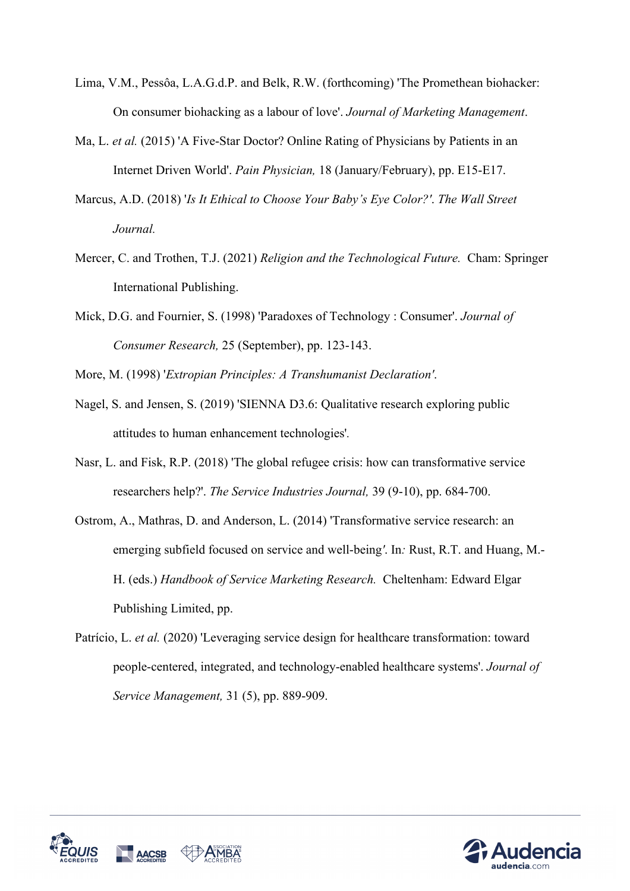Lima, V.M., Pessôa, L.A.G.d.P. and Belk, R.W. (forthcoming) 'The Promethean biohacker: On consumer biohacking as a labour of love'. *Journal of Marketing Management*.

Ma, L. *et al.* (2015) 'A Five-Star Doctor? Online Rating of Physicians by Patients in an Internet Driven World'. *Pain Physician,* 18 (January/February), pp. E15-E17.

Marcus, A.D. (2018) '*Is It Ethical to Choose Your Baby's Eye Color?'*. *The Wall Street Journal.*

Mercer, C. and Trothen, T.J. (2021) *Religion and the Technological Future.* Cham: Springer International Publishing.

Mick, D.G. and Fournier, S. (1998) 'Paradoxes of Technology : Consumer'. *Journal of Consumer Research,* 25 (September), pp. 123-143.

More, M. (1998) '*Extropian Principles: A Transhumanist Declaration'*.

Nagel, S. and Jensen, S. (2019) 'SIENNA D3.6: Qualitative research exploring public attitudes to human enhancement technologies'*.*

Nasr, L. and Fisk, R.P. (2018) 'The global refugee crisis: how can transformative service researchers help?'. *The Service Industries Journal,* 39 (9-10), pp. 684-700.

Ostrom, A., Mathras, D. and Anderson, L. (2014) 'Transformative service research: an emerging subfield focused on service and well-being*'*. In*:* Rust, R.T. and Huang, M.-H. (eds.) *Handbook of Service Marketing Research.* Cheltenham: Edward Elgar Publishing Limited, pp.

Patrício, L. *et al.* (2020) 'Leveraging service design for healthcare transformation: toward people-centered, integrated, and technology-enabled healthcare systems'. *Journal of Service Management,* 31 (5), pp. 889-909.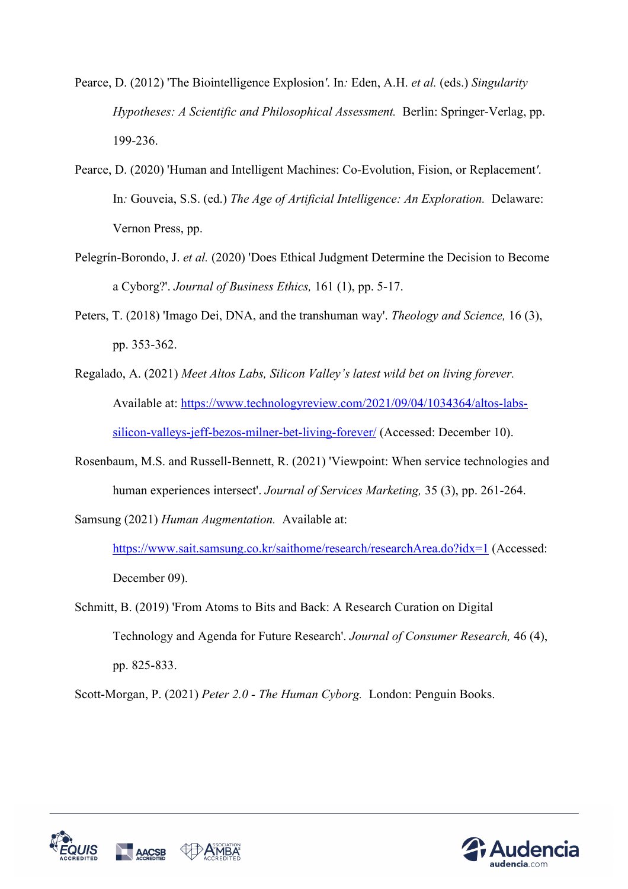Pearce, D. (2012) 'The Biointelligence Explosion'. In*:* Eden, A.H. *et al.* (eds.) *Singularity Hypotheses: A Scientific and Philosophical Assessment.* Berlin: Springer-Verlag, pp. 199-236.

Pearce, D. (2020) 'Human and Intelligent Machines: Co-Evolution, Fision, or Replacement'. In*:* Gouveia, S.S. (ed.) *The Age of Artificial Intelligence: An Exploration.* Delaware: Vernon Press, pp.

Pelegrín-Borondo, J. *et al.* (2020) 'Does Ethical Judgment Determine the Decision to Become a Cyborg?'. *Journal of Business Ethics,* 161 (1), pp. 5-17.

Peters, T. (2018) 'Imago Dei, DNA, and the transhuman way'. *Theology and Science,* 16 (3), pp. 353-362.

Regalado, A. (2021) *Meet Altos Labs, Silicon Valley's latest wild bet on living forever.* Available at: https://www.technologyreview.com/2021/09/04/1034364/altos-labs-silicon-valleys-jeff-bezos-milner-bet-living-forever/ (Accessed: December 10).

Rosenbaum, M.S. and Russell-Bennett, R. (2021) 'Viewpoint: When service technologies and human experiences intersect'. *Journal of Services Marketing,* 35 (3), pp. 261-264.

Samsung (2021) *Human Augmentation.* Available at: https://www.sait.samsung.co.kr/saithome/research/researchArea.do?idx=1 (Accessed: December 09).

Schmitt, B. (2019) 'From Atoms to Bits and Back: A Research Curation on Digital Technology and Agenda for Future Research'. *Journal of Consumer Research,* 46 (4), pp. 825-833.

Scott-Morgan, P. (2021) *Peter 2.0 - The Human Cyborg.* London: Penguin Books.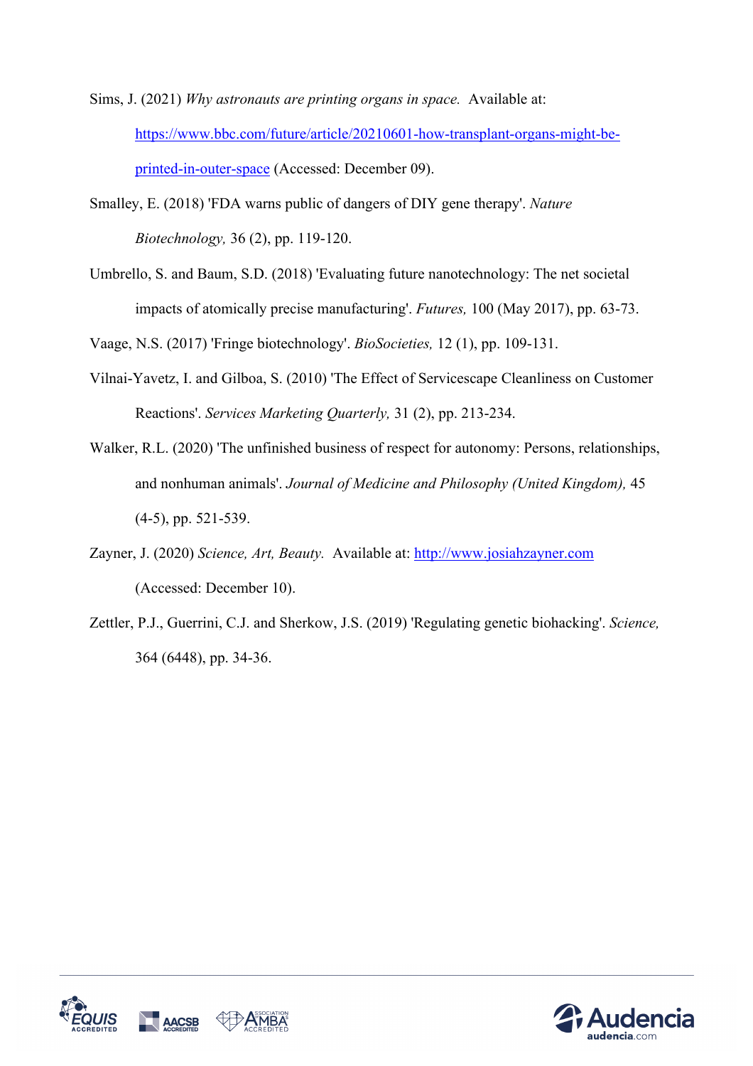Sims, J. (2021) *Why astronauts are printing organs in space.* Available at: https://www.bbc.com/future/article/20210601-how-transplant-organs-might-be-printed-in-outer-space (Accessed: December 09).

Smalley, E. (2018) 'FDA warns public of dangers of DIY gene therapy'. *Nature Biotechnology,* 36 (2), pp. 119-120.

Umbrello, S. and Baum, S.D. (2018) 'Evaluating future nanotechnology: The net societal impacts of atomically precise manufacturing'. *Futures,* 100 (May 2017), pp. 63-73.

Vaage, N.S. (2017) 'Fringe biotechnology'. *BioSocieties,* 12 (1), pp. 109-131.

Vilnai-Yavetz, I. and Gilboa, S. (2010) 'The Effect of Servicescape Cleanliness on Customer Reactions'. *Services Marketing Quarterly,* 31 (2), pp. 213-234.

Walker, R.L. (2020) 'The unfinished business of respect for autonomy: Persons, relationships, and nonhuman animals'. *Journal of Medicine and Philosophy (United Kingdom),* 45 (4-5), pp. 521-539.

Zayner, J. (2020) *Science, Art, Beauty.* Available at: http://www.josiahzayner.com (Accessed: December 10).

Zettler, P.J., Guerrini, C.J. and Sherkow, J.S. (2019) 'Regulating genetic biohacking'. *Science,* 364 (6448), pp. 34-36.